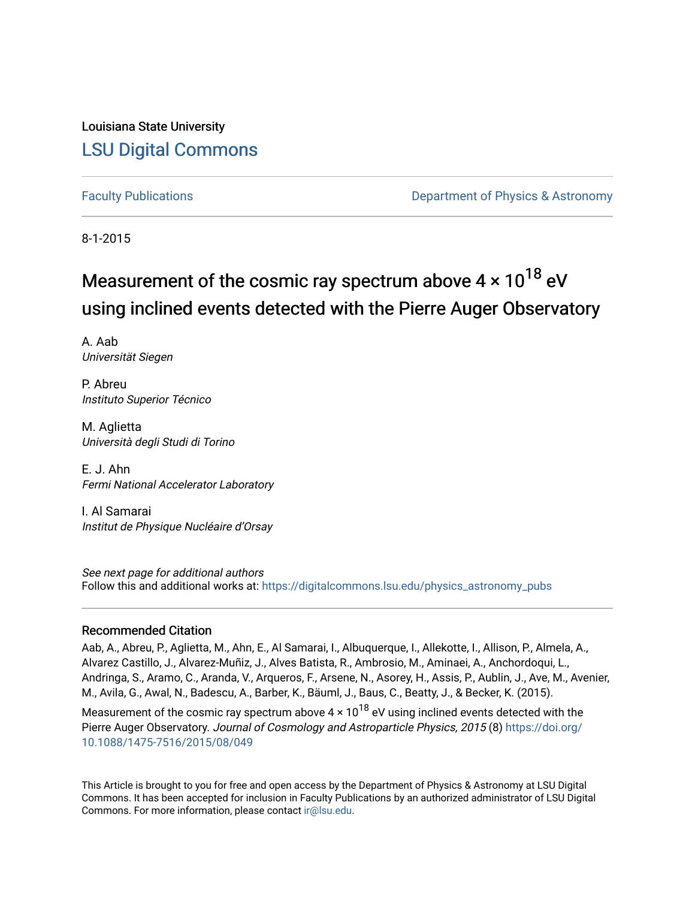Louisiana State University

## LSU Digital Commons

Faculty Publications | Department of Physics & Astronomy

8-1-2015

# Measurement of the cosmic ray spectrum above $4 \times 10^{18}$ eV using inclined events detected with the Pierre Auger Observatory

A. Aab
*Universität Siegen*

P. Abreu
*Instituto Superior Técnico*

M. Aglietta
*Università degli Studi di Torino*

E. J. Ahn
*Fermi National Accelerator Laboratory*

I. Al Samarai
*Institut de Physique Nucléaire d'Orsay*

*See next page for additional authors*
Follow this and additional works at: https://digitalcommons.lsu.edu/physics_astronomy_pubs

### Recommended Citation

Aab, A., Abreu, P., Aglietta, M., Ahn, E., Al Samarai, I., Albuquerque, I., Allekotte, I., Allison, P., Almela, A., Alvarez Castillo, J., Alvarez-Muñiz, J., Alves Batista, R., Ambrosio, M., Aminaei, A., Anchordoqui, L., Andringa, S., Aramo, C., Aranda, V., Arqueros, F., Arsene, N., Asorey, H., Assis, P., Aublin, J., Ave, M., Avenier, M., Avila, G., Awal, N., Badescu, A., Barber, K., Bäuml, J., Baus, C., Beatty, J., & Becker, K. (2015). Measurement of the cosmic ray spectrum above $4 \times 10^{18}$ eV using inclined events detected with the Pierre Auger Observatory. *Journal of Cosmology and Astroparticle Physics, 2015* (8) https://doi.org/10.1088/1475-7516/2015/08/049

This Article is brought to you for free and open access by the Department of Physics & Astronomy at LSU Digital Commons. It has been accepted for inclusion in Faculty Publications by an authorized administrator of LSU Digital Commons. For more information, please contact ir@lsu.edu.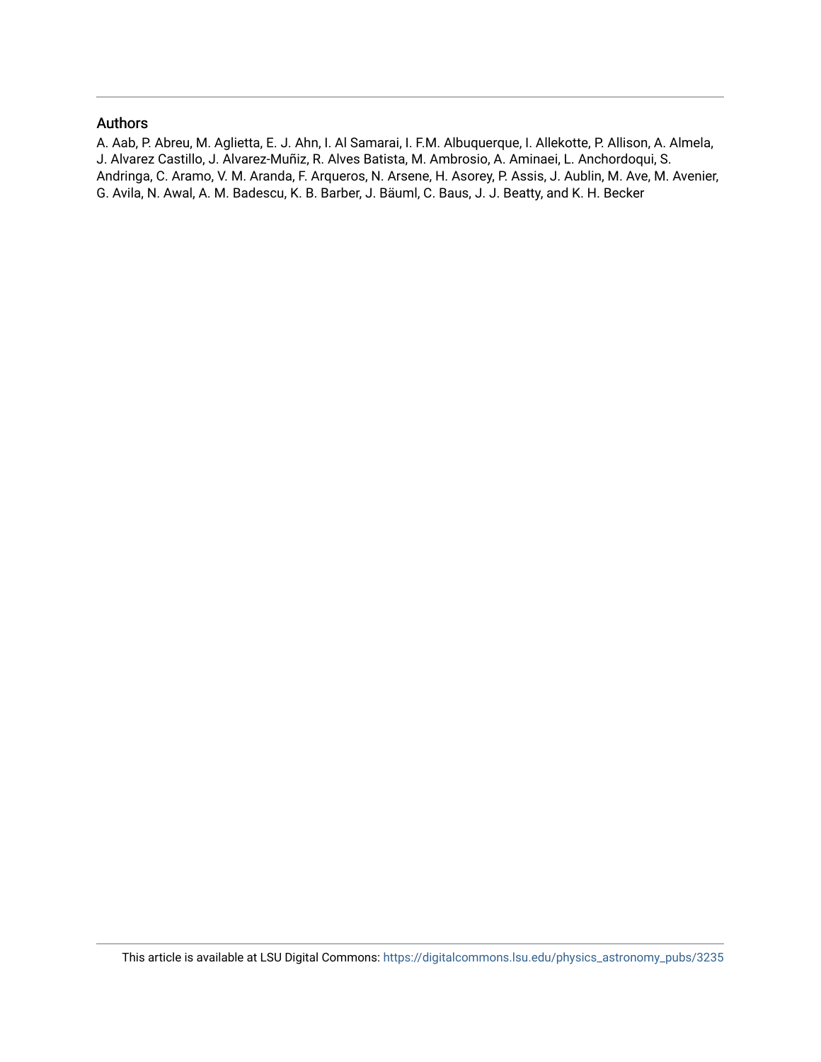## Authors

A. Aab, P. Abreu, M. Aglietta, E. J. Ahn, I. Al Samarai, I. F.M. Albuquerque, I. Allekotte, P. Allison, A. Almela, J. Alvarez Castillo, J. Alvarez-Muñiz, R. Alves Batista, M. Ambrosio, A. Aminaei, L. Anchordoqui, S. Andringa, C. Aramo, V. M. Aranda, F. Arqueros, N. Arsene, H. Asorey, P. Assis, J. Aublin, M. Ave, M. Avenier, G. Avila, N. Awal, A. M. Badescu, K. B. Barber, J. Bäuml, C. Baus, J. J. Beatty, and K. H. Becker

This article is available at LSU Digital Commons: https://digitalcommons.lsu.edu/physics_astronomy_pubs/3235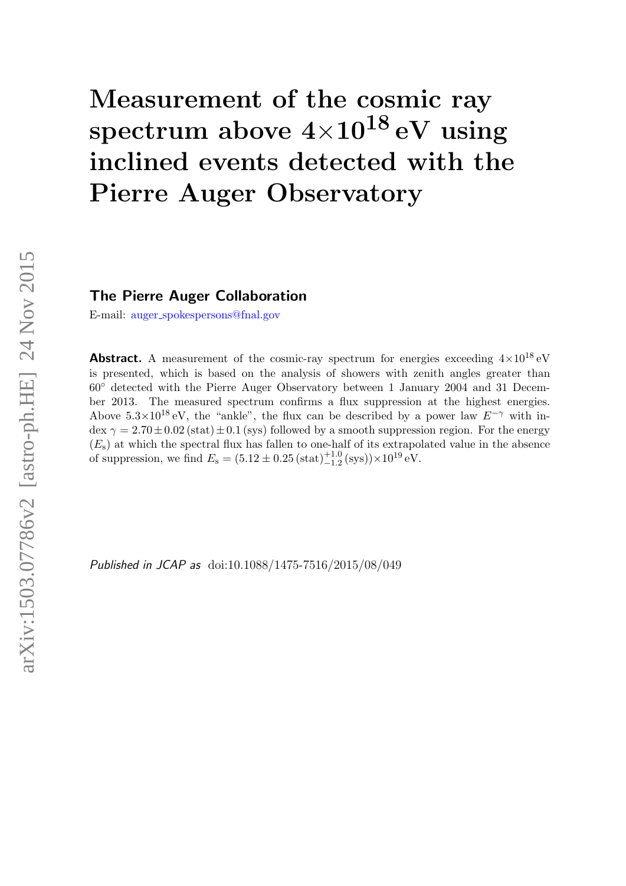# Measurement of the cosmic ray spectrum above $4{\times}10^{18}$ eV using inclined events detected with the Pierre Auger Observatory

## The Pierre Auger Collaboration

E-mail: auger_spokespersons@fnal.gov

**Abstract.** A measurement of the cosmic-ray spectrum for energies exceeding $4{\times}10^{18}$ eV is presented, which is based on the analysis of showers with zenith angles greater than $60^{\circ}$ detected with the Pierre Auger Observatory between 1 January 2004 and 31 December 2013. The measured spectrum confirms a flux suppression at the highest energies. Above $5.3{\times}10^{18}$ eV, the "ankle", the flux can be described by a power law $E^{-\gamma}$ with index $\gamma = 2.70 \pm 0.02\,(\mathrm{stat}) \pm 0.1\,(\mathrm{sys})$ followed by a smooth suppression region. For the energy ($E_{\mathrm{s}}$) at which the spectral flux has fallen to one-half of its extrapolated value in the absence of suppression, we find $E_{\mathrm{s}} = (5.12 \pm 0.25\,(\mathrm{stat})^{+1.0}_{-1.2}\,(\mathrm{sys})){\times}10^{19}$ eV.

*Published in JCAP as* doi:10.1088/1475-7516/2015/08/049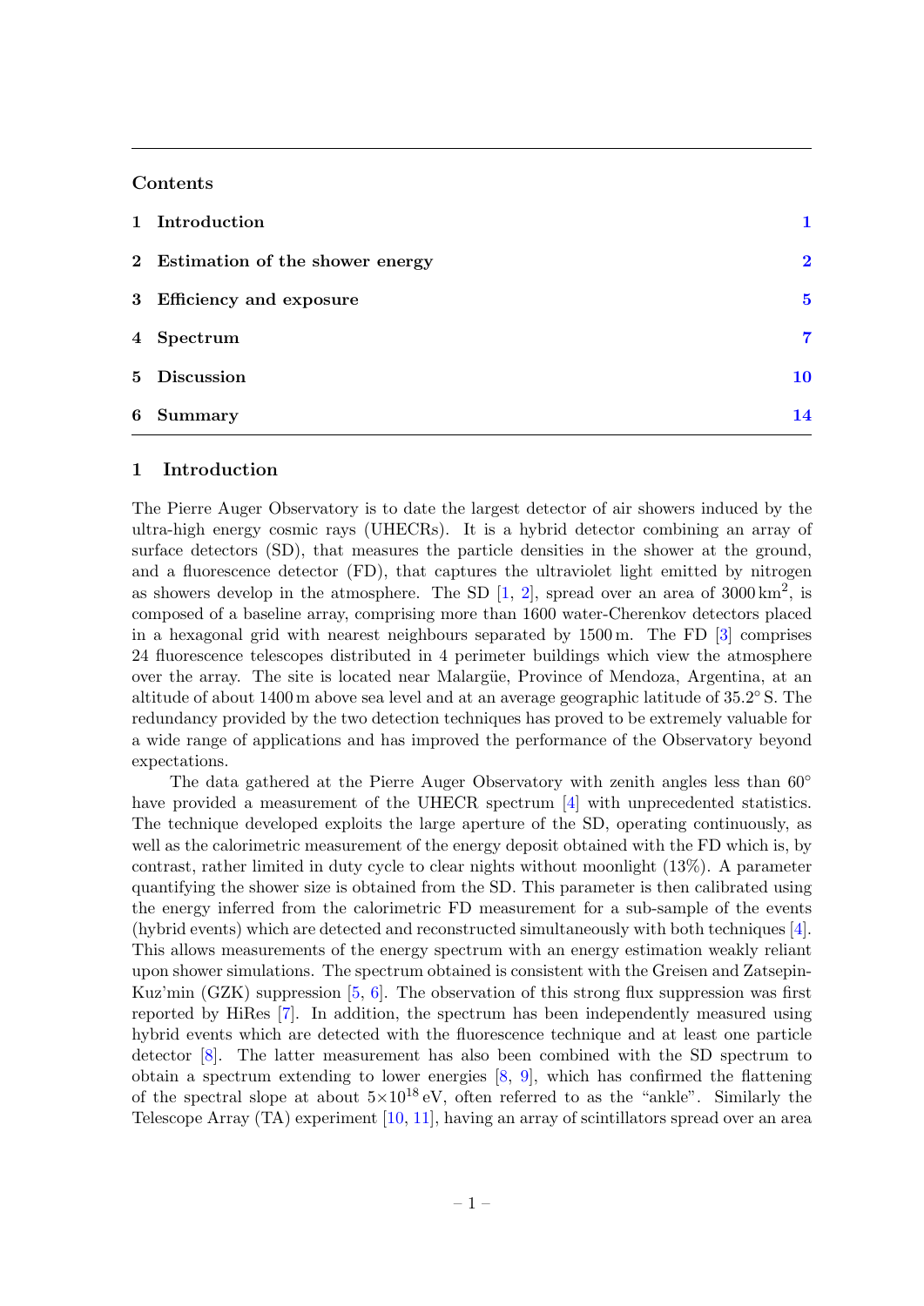## Contents

| | | |
|---|---|---|
| 1 | Introduction | 1 |
| 2 | Estimation of the shower energy | 2 |
| 3 | Efficiency and exposure | 5 |
| 4 | Spectrum | 7 |
| 5 | Discussion | 10 |
| 6 | Summary | 14 |

## 1 Introduction

The Pierre Auger Observatory is to date the largest detector of air showers induced by the ultra-high energy cosmic rays (UHECRs). It is a hybrid detector combining an array of surface detectors (SD), that measures the particle densities in the shower at the ground, and a fluorescence detector (FD), that captures the ultraviolet light emitted by nitrogen as showers develop in the atmosphere. The SD [1, 2], spread over an area of $3000\,\mathrm{km}^2$, is composed of a baseline array, comprising more than 1600 water-Cherenkov detectors placed in a hexagonal grid with nearest neighbours separated by 1500 m. The FD [3] comprises 24 fluorescence telescopes distributed in 4 perimeter buildings which view the atmosphere over the array. The site is located near Malargüe, Province of Mendoza, Argentina, at an altitude of about 1400 m above sea level and at an average geographic latitude of $35.2^\circ$ S. The redundancy provided by the two detection techniques has proved to be extremely valuable for a wide range of applications and has improved the performance of the Observatory beyond expectations.

The data gathered at the Pierre Auger Observatory with zenith angles less than $60^\circ$ have provided a measurement of the UHECR spectrum [4] with unprecedented statistics. The technique developed exploits the large aperture of the SD, operating continuously, as well as the calorimetric measurement of the energy deposit obtained with the FD which is, by contrast, rather limited in duty cycle to clear nights without moonlight (13%). A parameter quantifying the shower size is obtained from the SD. This parameter is then calibrated using the energy inferred from the calorimetric FD measurement for a sub-sample of the events (hybrid events) which are detected and reconstructed simultaneously with both techniques [4]. This allows measurements of the energy spectrum with an energy estimation weakly reliant upon shower simulations. The spectrum obtained is consistent with the Greisen and Zatsepin-Kuz'min (GZK) suppression [5, 6]. The observation of this strong flux suppression was first reported by HiRes [7]. In addition, the spectrum has been independently measured using hybrid events which are detected with the fluorescence technique and at least one particle detector [8]. The latter measurement has also been combined with the SD spectrum to obtain a spectrum extending to lower energies [8, 9], which has confirmed the flattening of the spectral slope at about $5{\times}10^{18}\,\mathrm{eV}$, often referred to as the "ankle". Similarly the Telescope Array (TA) experiment [10, 11], having an array of scintillators spread over an area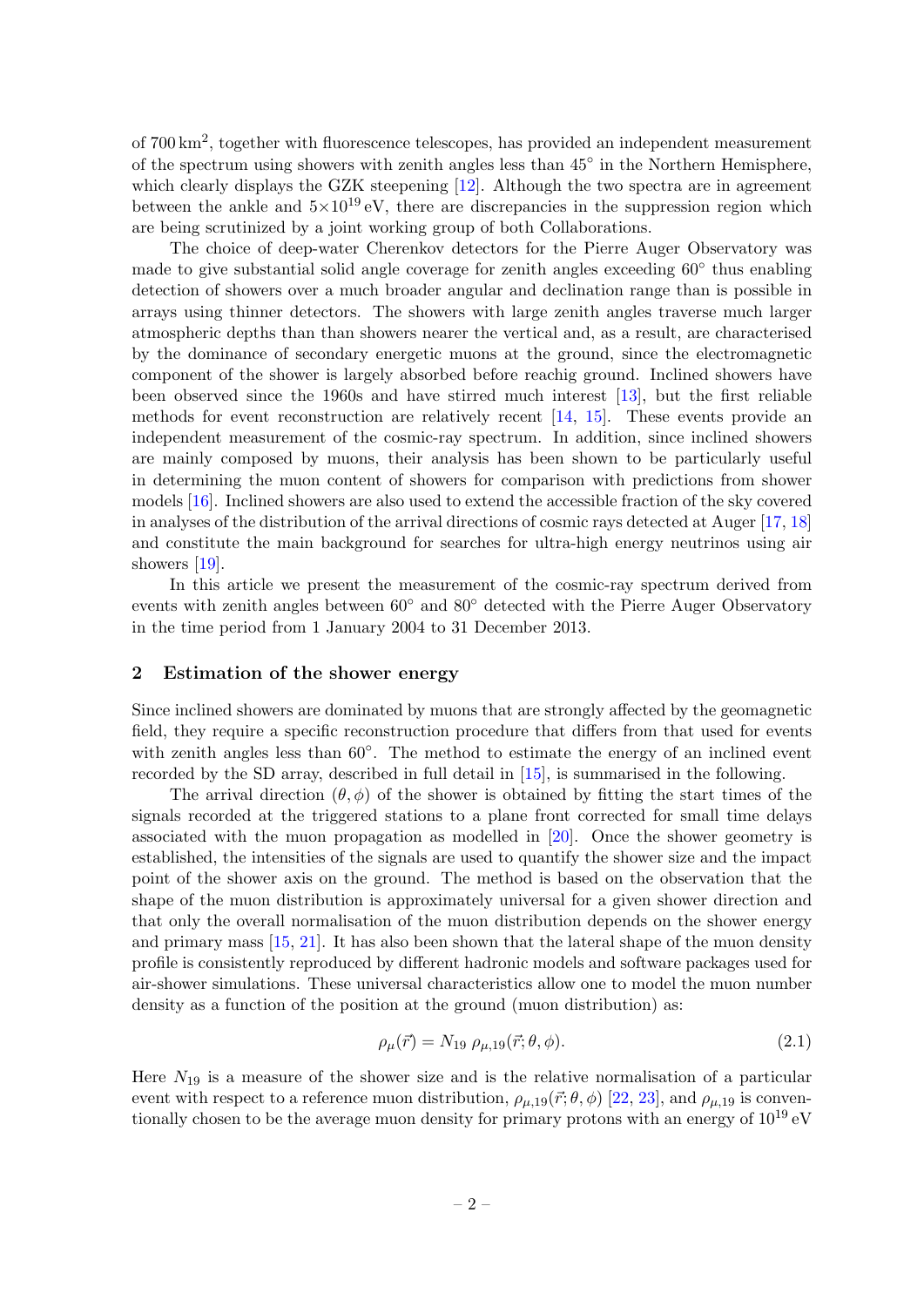of 700 $\mathrm{km}^2$, together with fluorescence telescopes, has provided an independent measurement of the spectrum using showers with zenith angles less than 45° in the Northern Hemisphere, which clearly displays the GZK steepening [12]. Although the two spectra are in agreement between the ankle and $5\times10^{19}$ eV, there are discrepancies in the suppression region which are being scrutinized by a joint working group of both Collaborations.

The choice of deep-water Cherenkov detectors for the Pierre Auger Observatory was made to give substantial solid angle coverage for zenith angles exceeding 60° thus enabling detection of showers over a much broader angular and declination range than is possible in arrays using thinner detectors. The showers with large zenith angles traverse much larger atmospheric depths than than showers nearer the vertical and, as a result, are characterised by the dominance of secondary energetic muons at the ground, since the electromagnetic component of the shower is largely absorbed before reachig ground. Inclined showers have been observed since the 1960s and have stirred much interest [13], but the first reliable methods for event reconstruction are relatively recent [14, 15]. These events provide an independent measurement of the cosmic-ray spectrum. In addition, since inclined showers are mainly composed by muons, their analysis has been shown to be particularly useful in determining the muon content of showers for comparison with predictions from shower models [16]. Inclined showers are also used to extend the accessible fraction of the sky covered in analyses of the distribution of the arrival directions of cosmic rays detected at Auger [17, 18] and constitute the main background for searches for ultra-high energy neutrinos using air showers [19].

In this article we present the measurement of the cosmic-ray spectrum derived from events with zenith angles between 60° and 80° detected with the Pierre Auger Observatory in the time period from 1 January 2004 to 31 December 2013.

## 2 Estimation of the shower energy

Since inclined showers are dominated by muons that are strongly affected by the geomagnetic field, they require a specific reconstruction procedure that differs from that used for events with zenith angles less than 60°. The method to estimate the energy of an inclined event recorded by the SD array, described in full detail in [15], is summarised in the following.

The arrival direction $(\theta, \phi)$ of the shower is obtained by fitting the start times of the signals recorded at the triggered stations to a plane front corrected for small time delays associated with the muon propagation as modelled in [20]. Once the shower geometry is established, the intensities of the signals are used to quantify the shower size and the impact point of the shower axis on the ground. The method is based on the observation that the shape of the muon distribution is approximately universal for a given shower direction and that only the overall normalisation of the muon distribution depends on the shower energy and primary mass [15, 21]. It has also been shown that the lateral shape of the muon density profile is consistently reproduced by different hadronic models and software packages used for air-shower simulations. These universal characteristics allow one to model the muon number density as a function of the position at the ground (muon distribution) as:

$$\rho_\mu(\vec{r}) = N_{19}\ \rho_{\mu,19}(\vec{r}; \theta, \phi). \tag{2.1}$$

Here $N_{19}$ is a measure of the shower size and is the relative normalisation of a particular event with respect to a reference muon distribution, $\rho_{\mu,19}(\vec{r}; \theta, \phi)$ [22, 23], and $\rho_{\mu,19}$ is conventionally chosen to be the average muon density for primary protons with an energy of $10^{19}$ eV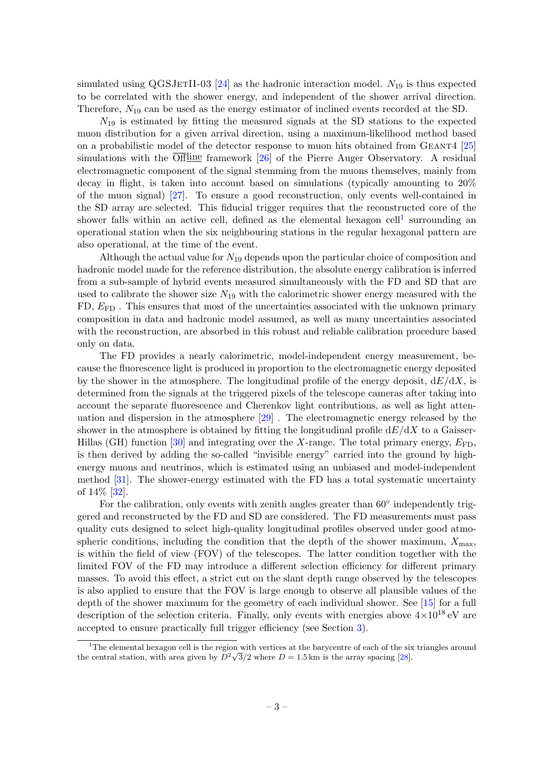simulated using QGSJetII-03 [24] as the hadronic interaction model. $N_{19}$ is thus expected to be correlated with the shower energy, and independent of the shower arrival direction. Therefore, $N_{19}$ can be used as the energy estimator of inclined events recorded at the SD.

$N_{19}$ is estimated by fitting the measured signals at the SD stations to the expected muon distribution for a given arrival direction, using a maximum-likelihood method based on a probabilistic model of the detector response to muon hits obtained from Geant4 [25] simulations with the $\overline{\text{Off}}\underline{\text{line}}$ framework [26] of the Pierre Auger Observatory. A residual electromagnetic component of the signal stemming from the muons themselves, mainly from decay in flight, is taken into account based on simulations (typically amounting to 20% of the muon signal) [27]. To ensure a good reconstruction, only events well-contained in the SD array are selected. This fiducial trigger requires that the reconstructed core of the shower falls within an active cell, defined as the elemental hexagon cell[1] surrounding an operational station when the six neighbouring stations in the regular hexagonal pattern are also operational, at the time of the event.

Although the actual value for $N_{19}$ depends upon the particular choice of composition and hadronic model made for the reference distribution, the absolute energy calibration is inferred from a sub-sample of hybrid events measured simultaneously with the FD and SD that are used to calibrate the shower size $N_{19}$ with the calorimetric shower energy measured with the FD, $E_{\rm FD}$ . This ensures that most of the uncertainties associated with the unknown primary composition in data and hadronic model assumed, as well as many uncertainties associated with the reconstruction, are absorbed in this robust and reliable calibration procedure based only on data.

The FD provides a nearly calorimetric, model-independent energy measurement, because the fluorescence light is produced in proportion to the electromagnetic energy deposited by the shower in the atmosphere. The longitudinal profile of the energy deposit, $\mathrm{d}E/\mathrm{d}X$, is determined from the signals at the triggered pixels of the telescope cameras after taking into account the separate fluorescence and Cherenkov light contributions, as well as light attenuation and dispersion in the atmosphere [29] . The electromagnetic energy released by the shower in the atmosphere is obtained by fitting the longitudinal profile $\mathrm{d}E/\mathrm{d}X$ to a Gaisser-Hillas (GH) function [30] and integrating over the $X$-range. The total primary energy, $E_{\rm FD}$, is then derived by adding the so-called "invisible energy" carried into the ground by high-energy muons and neutrinos, which is estimated using an unbiased and model-independent method [31]. The shower-energy estimated with the FD has a total systematic uncertainty of 14% [32].

For the calibration, only events with zenith angles greater than $60^\circ$ independently triggered and reconstructed by the FD and SD are considered. The FD measurements must pass quality cuts designed to select high-quality longitudinal profiles observed under good atmospheric conditions, including the condition that the depth of the shower maximum, $X_{\rm max}$, is within the field of view (FOV) of the telescopes. The latter condition together with the limited FOV of the FD may introduce a different selection efficiency for different primary masses. To avoid this effect, a strict cut on the slant depth range observed by the telescopes is also applied to ensure that the FOV is large enough to observe all plausible values of the depth of the shower maximum for the geometry of each individual shower. See [15] for a full description of the selection criteria. Finally, only events with energies above $4\times10^{18}\,$eV are accepted to ensure practically full trigger efficiency (see Section 3).

[1] The elemental hexagon cell is the region with vertices at the barycentre of each of the six triangles around the central station, with area given by $D^2\sqrt{3}/2$ where $D = 1.5\,$km is the array spacing [28].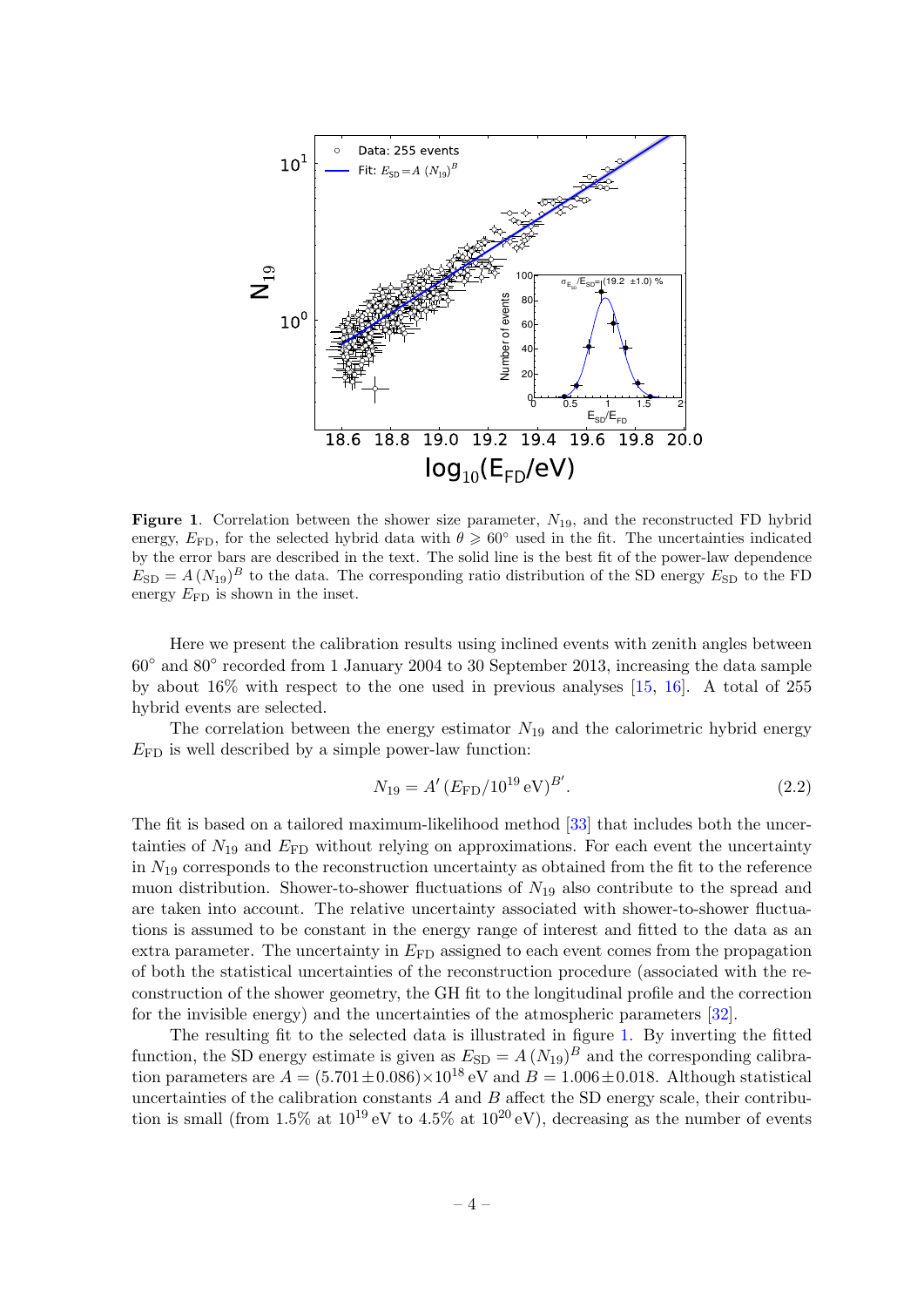**Figure 1**. Correlation between the shower size parameter, $N_{19}$, and the reconstructed FD hybrid energy, $E_{\rm FD}$, for the selected hybrid data with $\theta \geqslant 60^\circ$ used in the fit. The uncertainties indicated by the error bars are described in the text. The solid line is the best fit of the power-law dependence $E_{\rm SD} = A\,(N_{19})^B$ to the data. The corresponding ratio distribution of the SD energy $E_{\rm SD}$ to the FD energy $E_{\rm FD}$ is shown in the inset.

Here we present the calibration results using inclined events with zenith angles between $60^\circ$ and $80^\circ$ recorded from 1 January 2004 to 30 September 2013, increasing the data sample by about 16% with respect to the one used in previous analyses [15, 16]. A total of 255 hybrid events are selected.

The correlation between the energy estimator $N_{19}$ and the calorimetric hybrid energy $E_{\rm FD}$ is well described by a simple power-law function:

$$N_{19} = A'\,(E_{\rm FD}/10^{19}\,{\rm eV})^{B'}. \tag{2.2}$$

The fit is based on a tailored maximum-likelihood method [33] that includes both the uncertainties of $N_{19}$ and $E_{\rm FD}$ without relying on approximations. For each event the uncertainty in $N_{19}$ corresponds to the reconstruction uncertainty as obtained from the fit to the reference muon distribution. Shower-to-shower fluctuations of $N_{19}$ also contribute to the spread and are taken into account. The relative uncertainty associated with shower-to-shower fluctuations is assumed to be constant in the energy range of interest and fitted to the data as an extra parameter. The uncertainty in $E_{\rm FD}$ assigned to each event comes from the propagation of both the statistical uncertainties of the reconstruction procedure (associated with the reconstruction of the shower geometry, the GH fit to the longitudinal profile and the correction for the invisible energy) and the uncertainties of the atmospheric parameters [32].

The resulting fit to the selected data is illustrated in figure 1. By inverting the fitted function, the SD energy estimate is given as $E_{\rm SD} = A\,(N_{19})^B$ and the corresponding calibration parameters are $A = (5.701 \pm 0.086)\times 10^{18}\,{\rm eV}$ and $B = 1.006 \pm 0.018$. Although statistical uncertainties of the calibration constants $A$ and $B$ affect the SD energy scale, their contribution is small (from 1.5% at $10^{19}\,{\rm eV}$ to 4.5% at $10^{20}\,{\rm eV}$), decreasing as the number of events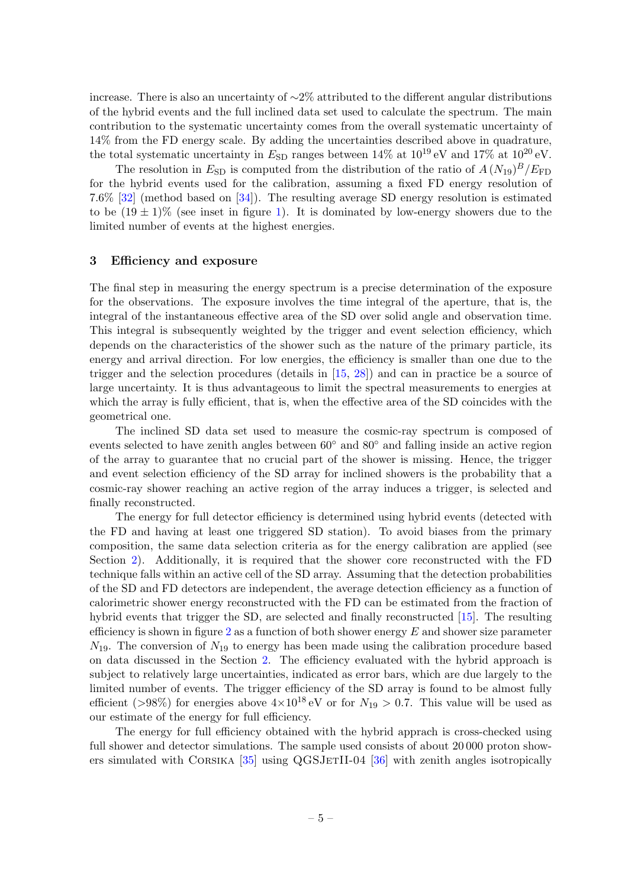increase. There is also an uncertainty of $\sim$2% attributed to the different angular distributions of the hybrid events and the full inclined data set used to calculate the spectrum. The main contribution to the systematic uncertainty comes from the overall systematic uncertainty of 14% from the FD energy scale. By adding the uncertainties described above in quadrature, the total systematic uncertainty in $E_{\rm SD}$ ranges between 14% at $10^{19}$ eV and 17% at $10^{20}$ eV.

The resolution in $E_{\rm SD}$ is computed from the distribution of the ratio of $A\,(N_{19})^B/E_{\rm FD}$ for the hybrid events used for the calibration, assuming a fixed FD energy resolution of 7.6% [32] (method based on [34]). The resulting average SD energy resolution is estimated to be $(19 \pm 1)$% (see inset in figure 1). It is dominated by low-energy showers due to the limited number of events at the highest energies.

## 3 Efficiency and exposure

The final step in measuring the energy spectrum is a precise determination of the exposure for the observations. The exposure involves the time integral of the aperture, that is, the integral of the instantaneous effective area of the SD over solid angle and observation time. This integral is subsequently weighted by the trigger and event selection efficiency, which depends on the characteristics of the shower such as the nature of the primary particle, its energy and arrival direction. For low energies, the efficiency is smaller than one due to the trigger and the selection procedures (details in [15, 28]) and can in practice be a source of large uncertainty. It is thus advantageous to limit the spectral measurements to energies at which the array is fully efficient, that is, when the effective area of the SD coincides with the geometrical one.

The inclined SD data set used to measure the cosmic-ray spectrum is composed of events selected to have zenith angles between 60° and 80° and falling inside an active region of the array to guarantee that no crucial part of the shower is missing. Hence, the trigger and event selection efficiency of the SD array for inclined showers is the probability that a cosmic-ray shower reaching an active region of the array induces a trigger, is selected and finally reconstructed.

The energy for full detector efficiency is determined using hybrid events (detected with the FD and having at least one triggered SD station). To avoid biases from the primary composition, the same data selection criteria as for the energy calibration are applied (see Section 2). Additionally, it is required that the shower core reconstructed with the FD technique falls within an active cell of the SD array. Assuming that the detection probabilities of the SD and FD detectors are independent, the average detection efficiency as a function of calorimetric shower energy reconstructed with the FD can be estimated from the fraction of hybrid events that trigger the SD, are selected and finally reconstructed [15]. The resulting efficiency is shown in figure 2 as a function of both shower energy $E$ and shower size parameter $N_{19}$. The conversion of $N_{19}$ to energy has been made using the calibration procedure based on data discussed in the Section 2. The efficiency evaluated with the hybrid approach is subject to relatively large uncertainties, indicated as error bars, which are due largely to the limited number of events. The trigger efficiency of the SD array is found to be almost fully efficient (>98%) for energies above $4\times10^{18}$ eV or for $N_{19} > 0.7$. This value will be used as our estimate of the energy for full efficiency.

The energy for full efficiency obtained with the hybrid apprach is cross-checked using full shower and detector simulations. The sample used consists of about 20 000 proton showers simulated with Corsika [35] using QGSJetII-04 [36] with zenith angles isotropically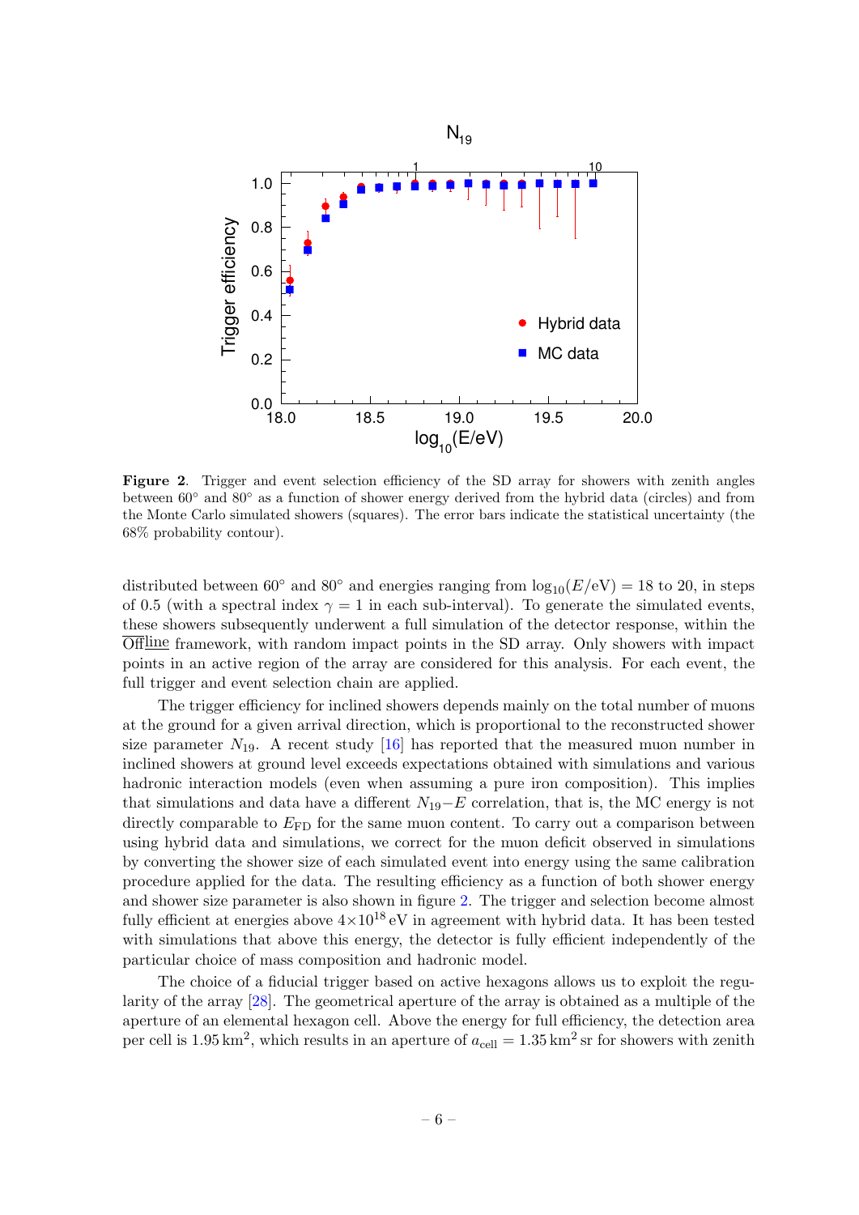**Figure 2**. Trigger and event selection efficiency of the SD array for showers with zenith angles between 60° and 80° as a function of shower energy derived from the hybrid data (circles) and from the Monte Carlo simulated showers (squares). The error bars indicate the statistical uncertainty (the 68% probability contour).

distributed between 60° and 80° and energies ranging from $\log_{10}(E/\mathrm{eV}) = 18$ to 20, in steps of 0.5 (with a spectral index $\gamma = 1$ in each sub-interval). To generate the simulated events, these showers subsequently underwent a full simulation of the detector response, within the $\overline{\text{Off}}\underline{\text{line}}$ framework, with random impact points in the SD array. Only showers with impact points in an active region of the array are considered for this analysis. For each event, the full trigger and event selection chain are applied.

The trigger efficiency for inclined showers depends mainly on the total number of muons at the ground for a given arrival direction, which is proportional to the reconstructed shower size parameter $N_{19}$. A recent study [16] has reported that the measured muon number in inclined showers at ground level exceeds expectations obtained with simulations and various hadronic interaction models (even when assuming a pure iron composition). This implies that simulations and data have a different $N_{19}-E$ correlation, that is, the MC energy is not directly comparable to $E_{\mathrm{FD}}$ for the same muon content. To carry out a comparison between using hybrid data and simulations, we correct for the muon deficit observed in simulations by converting the shower size of each simulated event into energy using the same calibration procedure applied for the data. The resulting efficiency as a function of both shower energy and shower size parameter is also shown in figure 2. The trigger and selection become almost fully efficient at energies above $4\times10^{18}$ eV in agreement with hybrid data. It has been tested with simulations that above this energy, the detector is fully efficient independently of the particular choice of mass composition and hadronic model.

The choice of a fiducial trigger based on active hexagons allows us to exploit the regularity of the array [28]. The geometrical aperture of the array is obtained as a multiple of the aperture of an elemental hexagon cell. Above the energy for full efficiency, the detection area per cell is $1.95\,\mathrm{km}^2$, which results in an aperture of $a_{\mathrm{cell}} = 1.35\,\mathrm{km}^2\,\mathrm{sr}$ for showers with zenith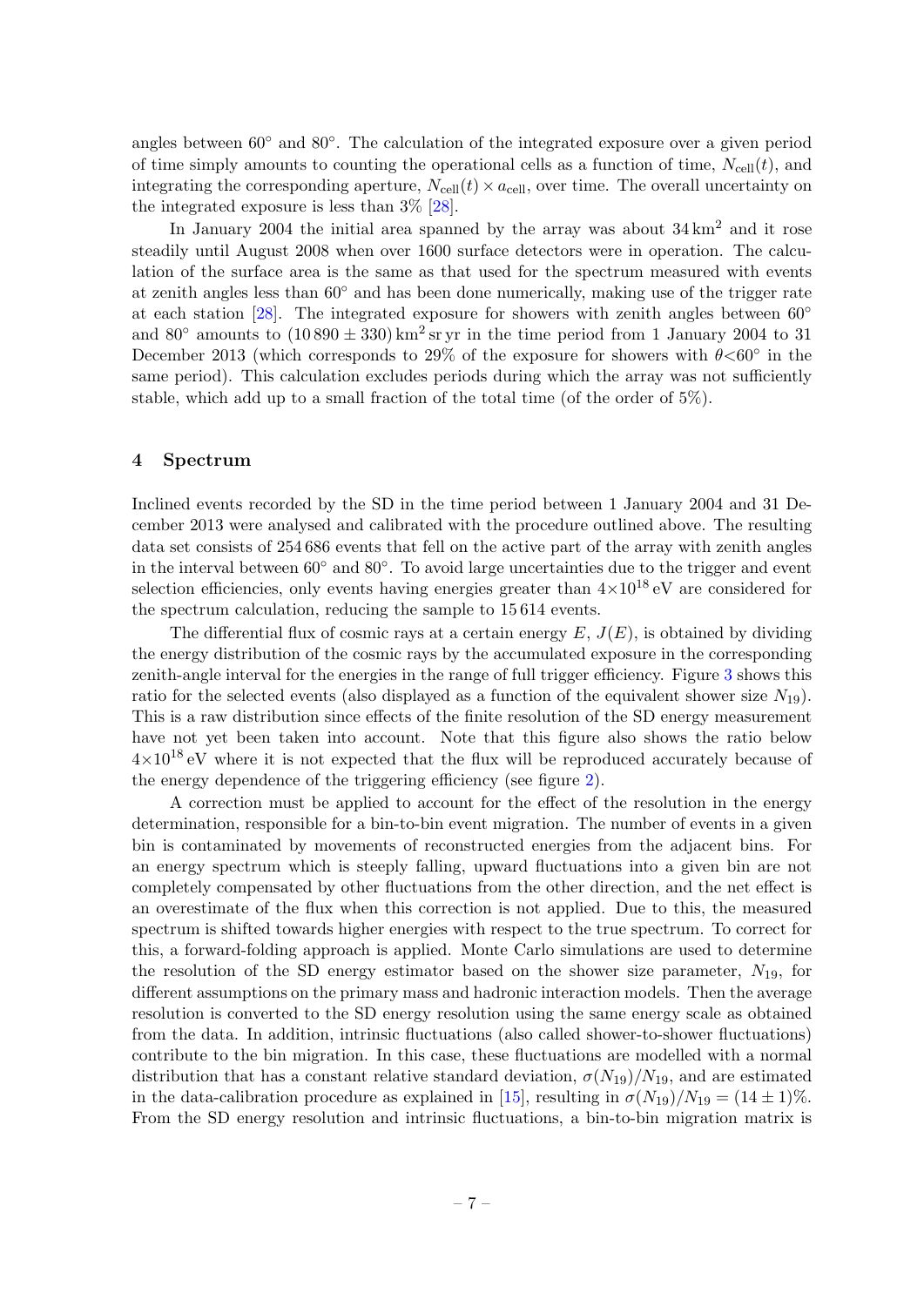angles between 60° and 80°. The calculation of the integrated exposure over a given period of time simply amounts to counting the operational cells as a function of time, $N_{\rm cell}(t)$, and integrating the corresponding aperture, $N_{\rm cell}(t) \times a_{\rm cell}$, over time. The overall uncertainty on the integrated exposure is less than 3% [28].

In January 2004 the initial area spanned by the array was about $34\,\text{km}^2$ and it rose steadily until August 2008 when over 1600 surface detectors were in operation. The calculation of the surface area is the same as that used for the spectrum measured with events at zenith angles less than 60° and has been done numerically, making use of the trigger rate at each station [28]. The integrated exposure for showers with zenith angles between 60° and 80° amounts to $(10\,890 \pm 330)\,\text{km}^2\,\text{sr}\,\text{yr}$ in the time period from 1 January 2004 to 31 December 2013 (which corresponds to 29% of the exposure for showers with $\theta{<}60°$ in the same period). This calculation excludes periods during which the array was not sufficiently stable, which add up to a small fraction of the total time (of the order of 5%).

## 4 Spectrum

Inclined events recorded by the SD in the time period between 1 January 2004 and 31 December 2013 were analysed and calibrated with the procedure outlined above. The resulting data set consists of 254 686 events that fell on the active part of the array with zenith angles in the interval between 60° and 80°. To avoid large uncertainties due to the trigger and event selection efficiencies, only events having energies greater than $4{\times}10^{18}\,\text{eV}$ are considered for the spectrum calculation, reducing the sample to 15 614 events.

The differential flux of cosmic rays at a certain energy $E$, $J(E)$, is obtained by dividing the energy distribution of the cosmic rays by the accumulated exposure in the corresponding zenith-angle interval for the energies in the range of full trigger efficiency. Figure 3 shows this ratio for the selected events (also displayed as a function of the equivalent shower size $N_{19}$). This is a raw distribution since effects of the finite resolution of the SD energy measurement have not yet been taken into account. Note that this figure also shows the ratio below $4{\times}10^{18}\,\text{eV}$ where it is not expected that the flux will be reproduced accurately because of the energy dependence of the triggering efficiency (see figure 2).

A correction must be applied to account for the effect of the resolution in the energy determination, responsible for a bin-to-bin event migration. The number of events in a given bin is contaminated by movements of reconstructed energies from the adjacent bins. For an energy spectrum which is steeply falling, upward fluctuations into a given bin are not completely compensated by other fluctuations from the other direction, and the net effect is an overestimate of the flux when this correction is not applied. Due to this, the measured spectrum is shifted towards higher energies with respect to the true spectrum. To correct for this, a forward-folding approach is applied. Monte Carlo simulations are used to determine the resolution of the SD energy estimator based on the shower size parameter, $N_{19}$, for different assumptions on the primary mass and hadronic interaction models. Then the average resolution is converted to the SD energy resolution using the same energy scale as obtained from the data. In addition, intrinsic fluctuations (also called shower-to-shower fluctuations) contribute to the bin migration. In this case, these fluctuations are modelled with a normal distribution that has a constant relative standard deviation, $\sigma(N_{19})/N_{19}$, and are estimated in the data-calibration procedure as explained in [15], resulting in $\sigma(N_{19})/N_{19} = (14 \pm 1)\%$. From the SD energy resolution and intrinsic fluctuations, a bin-to-bin migration matrix is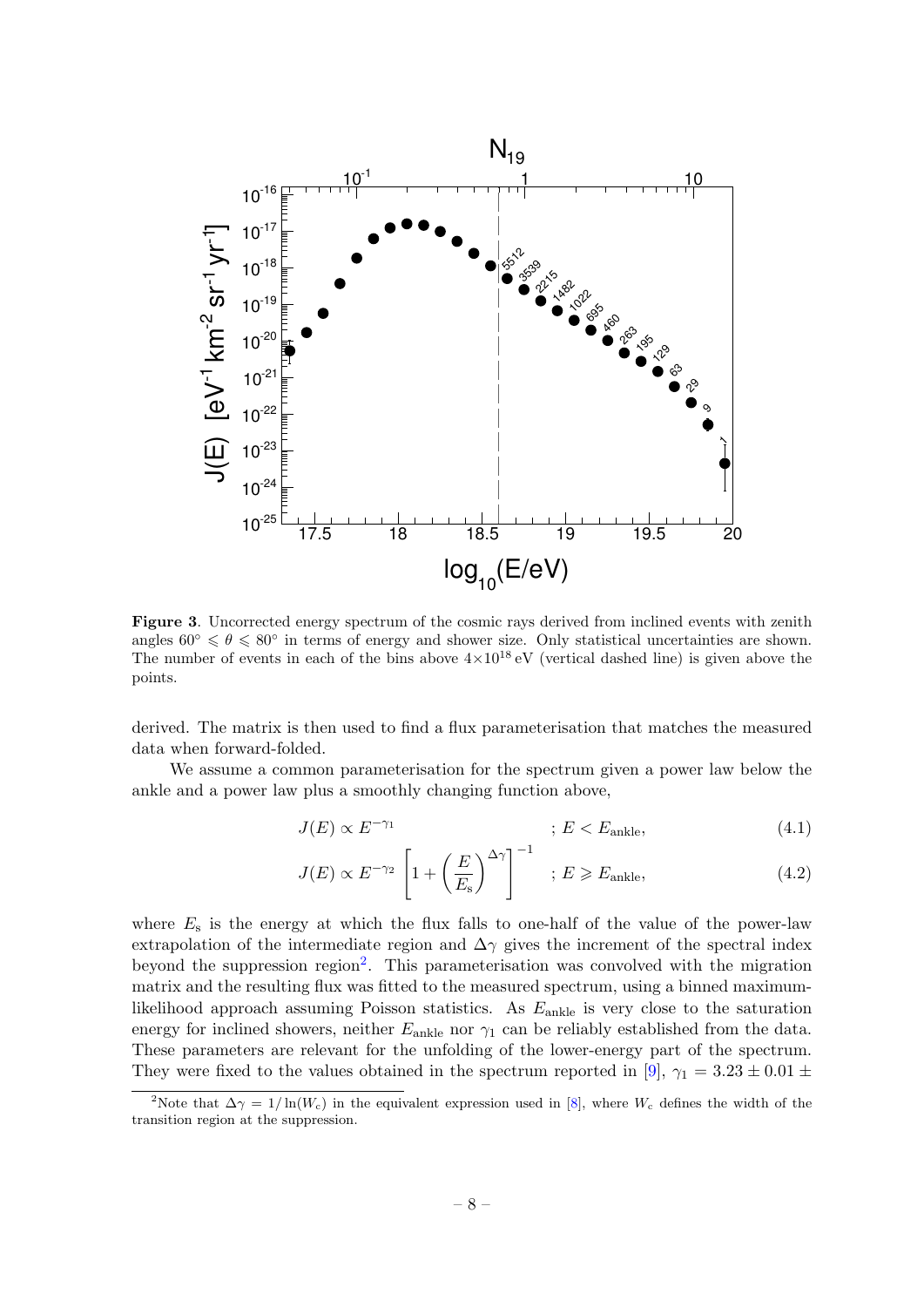**Figure 3**. Uncorrected energy spectrum of the cosmic rays derived from inclined events with zenith angles $60^\circ \leqslant \theta \leqslant 80^\circ$ in terms of energy and shower size. Only statistical uncertainties are shown. The number of events in each of the bins above $4\times10^{18}$ eV (vertical dashed line) is given above the points.

derived. The matrix is then used to find a flux parameterisation that matches the measured data when forward-folded.

We assume a common parameterisation for the spectrum given a power law below the ankle and a power law plus a smoothly changing function above,

$$J(E) \propto E^{-\gamma_1} \qquad ; E < E_{\text{ankle}}, \tag{4.1}$$

$$J(E) \propto E^{-\gamma_2} \left[1 + \left(\frac{E}{E_{\text{s}}}\right)^{\Delta\gamma}\right]^{-1} \qquad ; E \geqslant E_{\text{ankle}}, \tag{4.2}$$

where $E_{\text{s}}$ is the energy at which the flux falls to one-half of the value of the power-law extrapolation of the intermediate region and $\Delta\gamma$ gives the increment of the spectral index beyond the suppression region[2]. This parameterisation was convolved with the migration matrix and the resulting flux was fitted to the measured spectrum, using a binned maximum-likelihood approach assuming Poisson statistics. As $E_{\text{ankle}}$ is very close to the saturation energy for inclined showers, neither $E_{\text{ankle}}$ nor $\gamma_1$ can be reliably established from the data. These parameters are relevant for the unfolding of the lower-energy part of the spectrum. They were fixed to the values obtained in the spectrum reported in [9], $\gamma_1 = 3.23 \pm 0.01 \pm$

[2]Note that $\Delta\gamma = 1/\ln(W_{\text{c}})$ in the equivalent expression used in [8], where $W_{\text{c}}$ defines the width of the transition region at the suppression.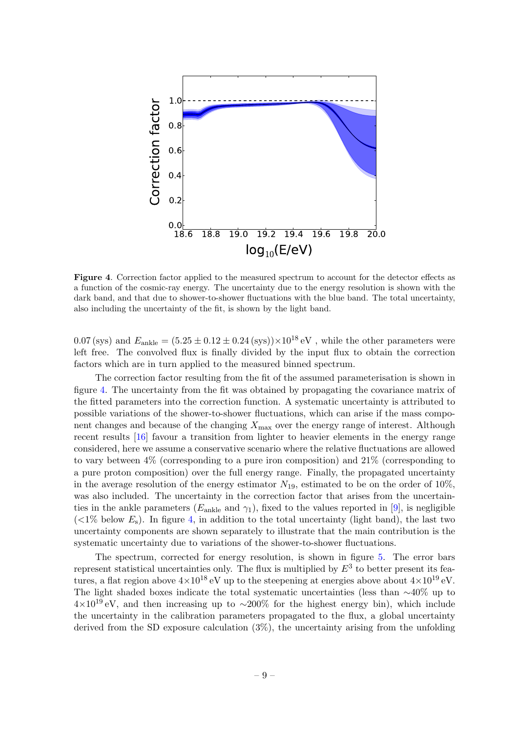Figure 4. Correction factor applied to the measured spectrum to account for the detector effects as a function of the cosmic-ray energy. The uncertainty due to the energy resolution is shown with the dark band, and that due to shower-to-shower fluctuations with the blue band. The total uncertainty, also including the uncertainty of the fit, is shown by the light band.

0.07 (sys) and $E_{\rm ankle} = (5.25 \pm 0.12 \pm 0.24\,({\rm sys}))\times 10^{18}\,{\rm eV}$ , while the other parameters were left free. The convolved flux is finally divided by the input flux to obtain the correction factors which are in turn applied to the measured binned spectrum.

The correction factor resulting from the fit of the assumed parameterisation is shown in figure 4. The uncertainty from the fit was obtained by propagating the covariance matrix of the fitted parameters into the correction function. A systematic uncertainty is attributed to possible variations of the shower-to-shower fluctuations, which can arise if the mass component changes and because of the changing $X_{\rm max}$ over the energy range of interest. Although recent results [16] favour a transition from lighter to heavier elements in the energy range considered, here we assume a conservative scenario where the relative fluctuations are allowed to vary between 4% (corresponding to a pure iron composition) and 21% (corresponding to a pure proton composition) over the full energy range. Finally, the propagated uncertainty in the average resolution of the energy estimator $N_{19}$, estimated to be on the order of 10%, was also included. The uncertainty in the correction factor that arises from the uncertainties in the ankle parameters ($E_{\rm ankle}$ and $\gamma_1$), fixed to the values reported in [9], is negligible (<1% below $E_{\rm s}$). In figure 4, in addition to the total uncertainty (light band), the last two uncertainty components are shown separately to illustrate that the main contribution is the systematic uncertainty due to variations of the shower-to-shower fluctuations.

The spectrum, corrected for energy resolution, is shown in figure 5. The error bars represent statistical uncertainties only. The flux is multiplied by $E^3$ to better present its features, a flat region above $4\times 10^{18}\,{\rm eV}$ up to the steepening at energies above about $4\times 10^{19}\,{\rm eV}$. The light shaded boxes indicate the total systematic uncertainties (less than ∼40% up to $4\times 10^{19}\,{\rm eV}$, and then increasing up to ∼200% for the highest energy bin), which include the uncertainty in the calibration parameters propagated to the flux, a global uncertainty derived from the SD exposure calculation (3%), the uncertainty arising from the unfolding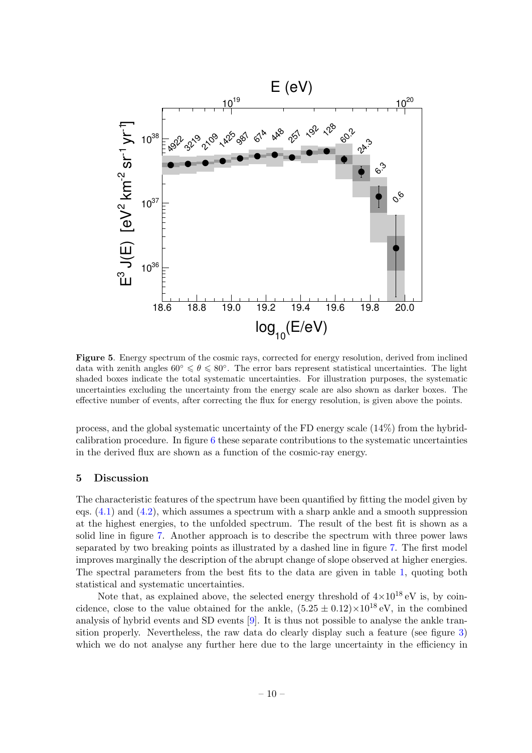**Figure 5**. Energy spectrum of the cosmic rays, corrected for energy resolution, derived from inclined data with zenith angles $60^\circ \leqslant \theta \leqslant 80^\circ$. The error bars represent statistical uncertainties. The light shaded boxes indicate the total systematic uncertainties. For illustration purposes, the systematic uncertainties excluding the uncertainty from the energy scale are also shown as darker boxes. The effective number of events, after correcting the flux for energy resolution, is given above the points.

process, and the global systematic uncertainty of the FD energy scale (14%) from the hybrid-calibration procedure. In figure 6 these separate contributions to the systematic uncertainties in the derived flux are shown as a function of the cosmic-ray energy.

## 5 Discussion

The characteristic features of the spectrum have been quantified by fitting the model given by eqs. (4.1) and (4.2), which assumes a spectrum with a sharp ankle and a smooth suppression at the highest energies, to the unfolded spectrum. The result of the best fit is shown as a solid line in figure 7. Another approach is to describe the spectrum with three power laws separated by two breaking points as illustrated by a dashed line in figure 7. The first model improves marginally the description of the abrupt change of slope observed at higher energies. The spectral parameters from the best fits to the data are given in table 1, quoting both statistical and systematic uncertainties.

Note that, as explained above, the selected energy threshold of $4{\times}10^{18}$ eV is, by coincidence, close to the value obtained for the ankle, $(5.25 \pm 0.12){\times}10^{18}$ eV, in the combined analysis of hybrid events and SD events [9]. It is thus not possible to analyse the ankle transition properly. Nevertheless, the raw data do clearly display such a feature (see figure 3) which we do not analyse any further here due to the large uncertainty in the efficiency in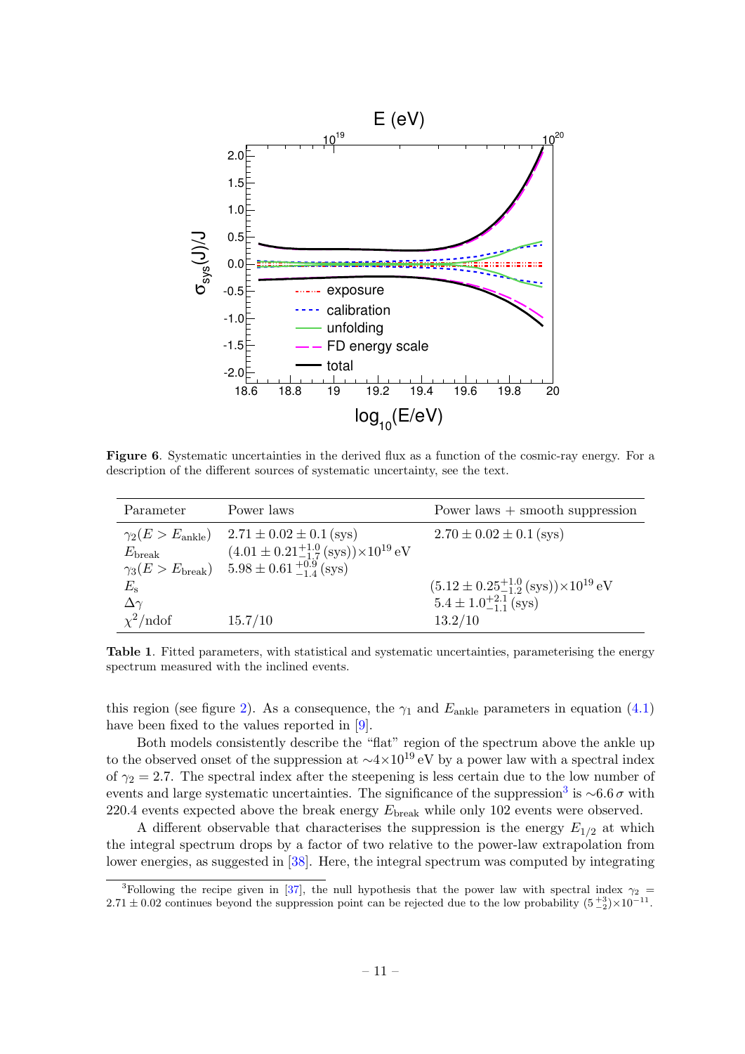Figure 6. Systematic uncertainties in the derived flux as a function of the cosmic-ray energy. For a description of the different sources of systematic uncertainty, see the text.

| Parameter | Power laws | Power laws + smooth suppression |
|---|---|---|
| $\gamma_2(E > E_{\rm ankle})$ | $2.71 \pm 0.02 \pm 0.1\,(\rm sys)$ | $2.70 \pm 0.02 \pm 0.1\,(\rm sys)$ |
| $E_{\rm break}$ | $(4.01 \pm 0.21^{+1.0}_{-1.7}\,(\rm sys))\times10^{19}\,\rm eV$ | |
| $\gamma_3(E > E_{\rm break})$ | $5.98 \pm 0.61\,^{+0.9}_{-1.4}\,(\rm sys)$ | |
| $E_{\rm s}$ | | $(5.12 \pm 0.25^{+1.0}_{-1.2}\,(\rm sys))\times10^{19}\,\rm eV$ |
| $\Delta\gamma$ | | $5.4 \pm 1.0^{+2.1}_{-1.1}\,(\rm sys)$ |
| $\chi^2/\rm ndof$ | 15.7/10 | 13.2/10 |

Table 1. Fitted parameters, with statistical and systematic uncertainties, parameterising the energy spectrum measured with the inclined events.

this region (see figure 2). As a consequence, the $\gamma_1$ and $E_{\rm ankle}$ parameters in equation (4.1) have been fixed to the values reported in [9].

Both models consistently describe the "flat" region of the spectrum above the ankle up to the observed onset of the suppression at $\sim 4\times10^{19}\,\rm eV$ by a power law with a spectral index of $\gamma_2 = 2.7$. The spectral index after the steepening is less certain due to the low number of events and large systematic uncertainties. The significance of the suppression[3] is $\sim 6.6\,\sigma$ with 220.4 events expected above the break energy $E_{\rm break}$ while only 102 events were observed.

A different observable that characterises the suppression is the energy $E_{1/2}$ at which the integral spectrum drops by a factor of two relative to the power-law extrapolation from lower energies, as suggested in [38]. Here, the integral spectrum was computed by integrating

[3] Following the recipe given in [37], the null hypothesis that the power law with spectral index $\gamma_2 = 2.71 \pm 0.02$ continues beyond the suppression point can be rejected due to the low probability $(5\,^{+3}_{-2})\times10^{-11}$.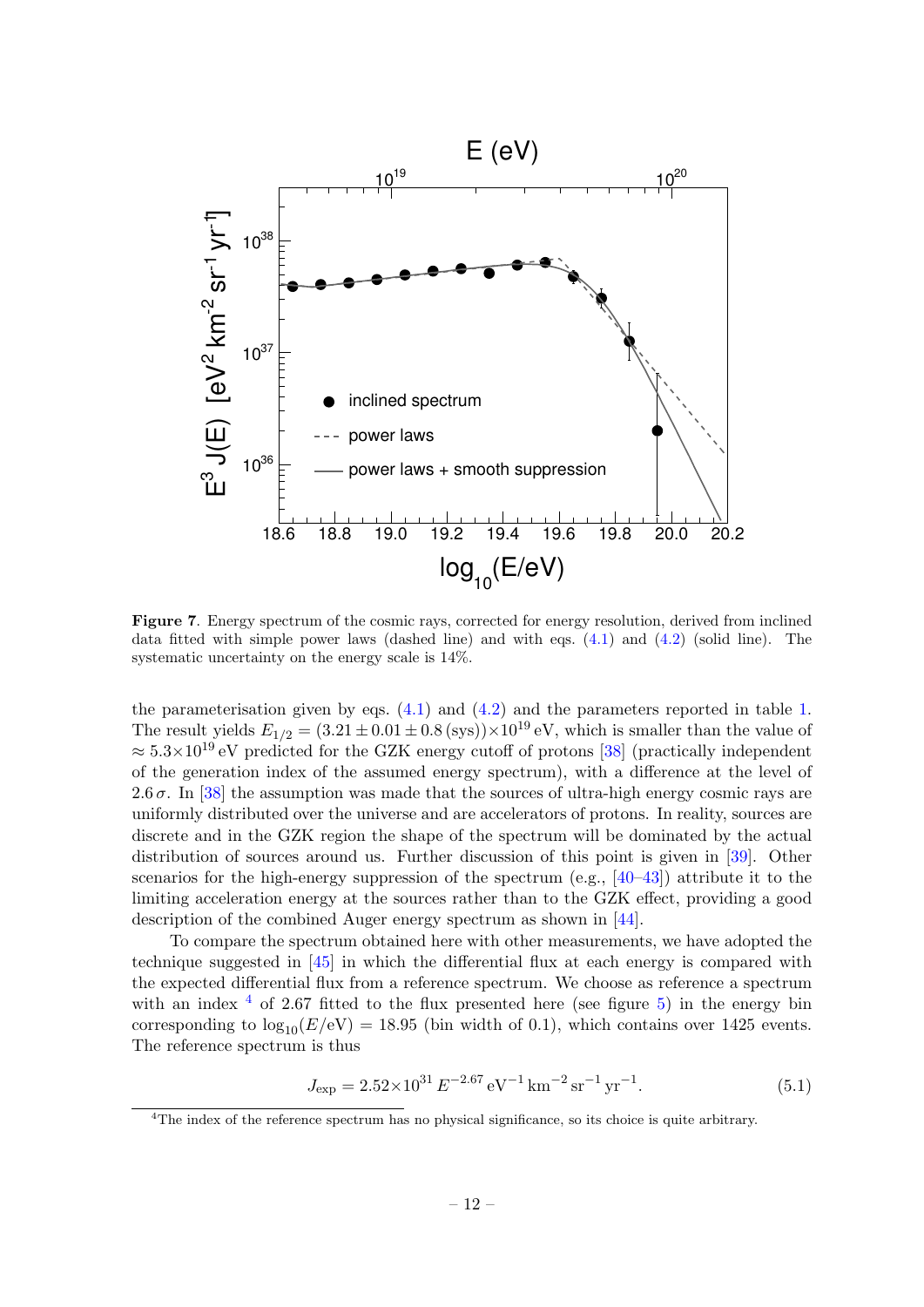**Figure 7**. Energy spectrum of the cosmic rays, corrected for energy resolution, derived from inclined data fitted with simple power laws (dashed line) and with eqs. (4.1) and (4.2) (solid line). The systematic uncertainty on the energy scale is 14%.

the parameterisation given by eqs. (4.1) and (4.2) and the parameters reported in table 1. The result yields $E_{1/2} = (3.21 \pm 0.01 \pm 0.8\,(\text{sys}))\times 10^{19}\,\text{eV}$, which is smaller than the value of $\approx 5.3\times 10^{19}\,\text{eV}$ predicted for the GZK energy cutoff of protons [38] (practically independent of the generation index of the assumed energy spectrum), with a difference at the level of $2.6\,\sigma$. In [38] the assumption was made that the sources of ultra-high energy cosmic rays are uniformly distributed over the universe and are accelerators of protons. In reality, sources are discrete and in the GZK region the shape of the spectrum will be dominated by the actual distribution of sources around us. Further discussion of this point is given in [39]. Other scenarios for the high-energy suppression of the spectrum (e.g., [40–43]) attribute it to the limiting acceleration energy at the sources rather than to the GZK effect, providing a good description of the combined Auger energy spectrum as shown in [44].

To compare the spectrum obtained here with other measurements, we have adopted the technique suggested in [45] in which the differential flux at each energy is compared with the expected differential flux from a reference spectrum. We choose as reference a spectrum with an index [4] of 2.67 fitted to the flux presented here (see figure 5) in the energy bin corresponding to $\log_{10}(E/\text{eV}) = 18.95$ (bin width of 0.1), which contains over 1425 events. The reference spectrum is thus

$$J_{\text{exp}} = 2.52\times 10^{31}\, E^{-2.67}\,\text{eV}^{-1}\,\text{km}^{-2}\,\text{sr}^{-1}\,\text{yr}^{-1}. \tag{5.1}$$

[4] The index of the reference spectrum has no physical significance, so its choice is quite arbitrary.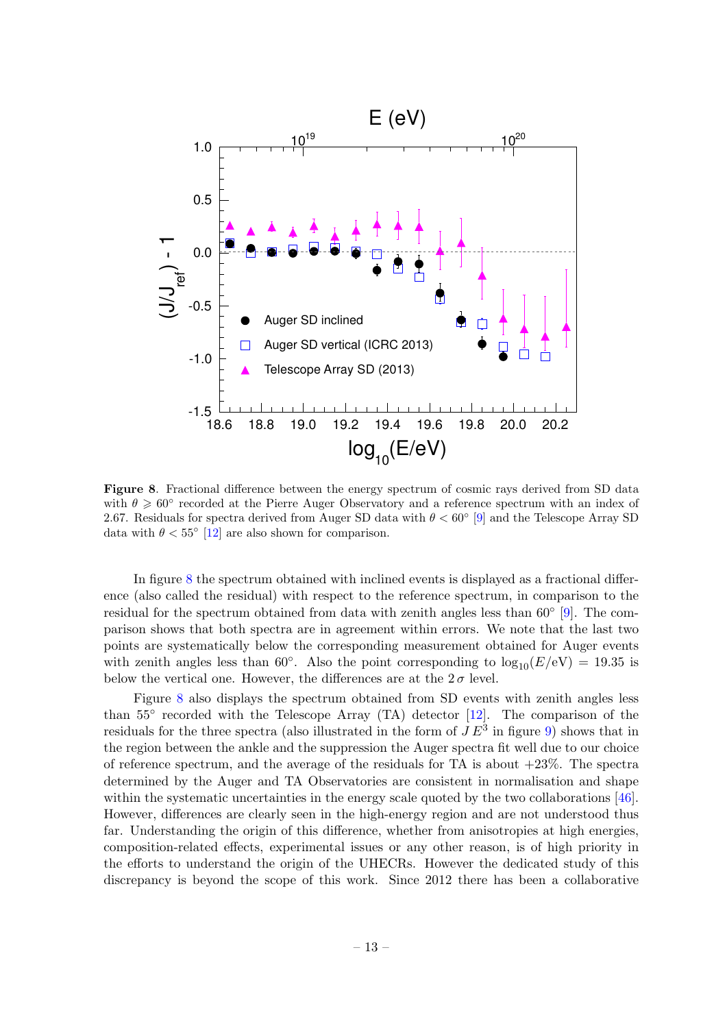**Figure 8**. Fractional difference between the energy spectrum of cosmic rays derived from SD data with $\theta \geqslant 60^\circ$ recorded at the Pierre Auger Observatory and a reference spectrum with an index of 2.67. Residuals for spectra derived from Auger SD data with $\theta < 60^\circ$ [9] and the Telescope Array SD data with $\theta < 55^\circ$ [12] are also shown for comparison.

In figure 8 the spectrum obtained with inclined events is displayed as a fractional difference (also called the residual) with respect to the reference spectrum, in comparison to the residual for the spectrum obtained from data with zenith angles less than $60^\circ$ [9]. The comparison shows that both spectra are in agreement within errors. We note that the last two points are systematically below the corresponding measurement obtained for Auger events with zenith angles less than $60^\circ$. Also the point corresponding to $\log_{10}(E/\mathrm{eV}) = 19.35$ is below the vertical one. However, the differences are at the $2\,\sigma$ level.

Figure 8 also displays the spectrum obtained from SD events with zenith angles less than $55^\circ$ recorded with the Telescope Array (TA) detector [12]. The comparison of the residuals for the three spectra (also illustrated in the form of $J\,E^3$ in figure 9) shows that in the region between the ankle and the suppression the Auger spectra fit well due to our choice of reference spectrum, and the average of the residuals for TA is about +23%. The spectra determined by the Auger and TA Observatories are consistent in normalisation and shape within the systematic uncertainties in the energy scale quoted by the two collaborations [46]. However, differences are clearly seen in the high-energy region and are not understood thus far. Understanding the origin of this difference, whether from anisotropies at high energies, composition-related effects, experimental issues or any other reason, is of high priority in the efforts to understand the origin of the UHECRs. However the dedicated study of this discrepancy is beyond the scope of this work. Since 2012 there has been a collaborative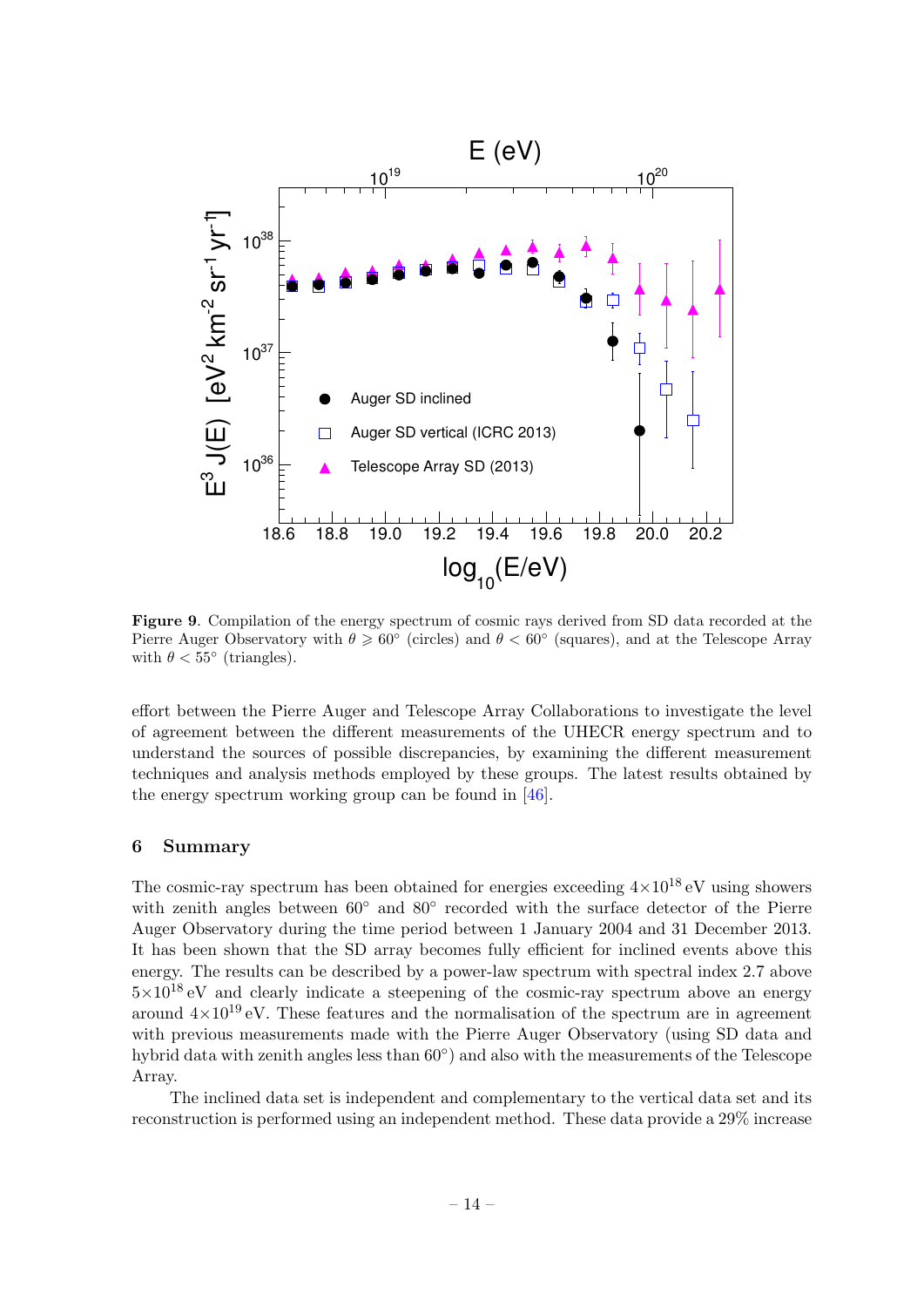**Figure 9**. Compilation of the energy spectrum of cosmic rays derived from SD data recorded at the Pierre Auger Observatory with $\theta \geqslant 60^\circ$ (circles) and $\theta < 60^\circ$ (squares), and at the Telescope Array with $\theta < 55^\circ$ (triangles).

effort between the Pierre Auger and Telescope Array Collaborations to investigate the level of agreement between the different measurements of the UHECR energy spectrum and to understand the sources of possible discrepancies, by examining the different measurement techniques and analysis methods employed by these groups. The latest results obtained by the energy spectrum working group can be found in [46].

## 6 Summary

The cosmic-ray spectrum has been obtained for energies exceeding $4\times10^{18}$ eV using showers with zenith angles between $60^\circ$ and $80^\circ$ recorded with the surface detector of the Pierre Auger Observatory during the time period between 1 January 2004 and 31 December 2013. It has been shown that the SD array becomes fully efficient for inclined events above this energy. The results can be described by a power-law spectrum with spectral index 2.7 above $5\times10^{18}$ eV and clearly indicate a steepening of the cosmic-ray spectrum above an energy around $4\times10^{19}$ eV. These features and the normalisation of the spectrum are in agreement with previous measurements made with the Pierre Auger Observatory (using SD data and hybrid data with zenith angles less than $60^\circ$) and also with the measurements of the Telescope Array.

The inclined data set is independent and complementary to the vertical data set and its reconstruction is performed using an independent method. These data provide a 29% increase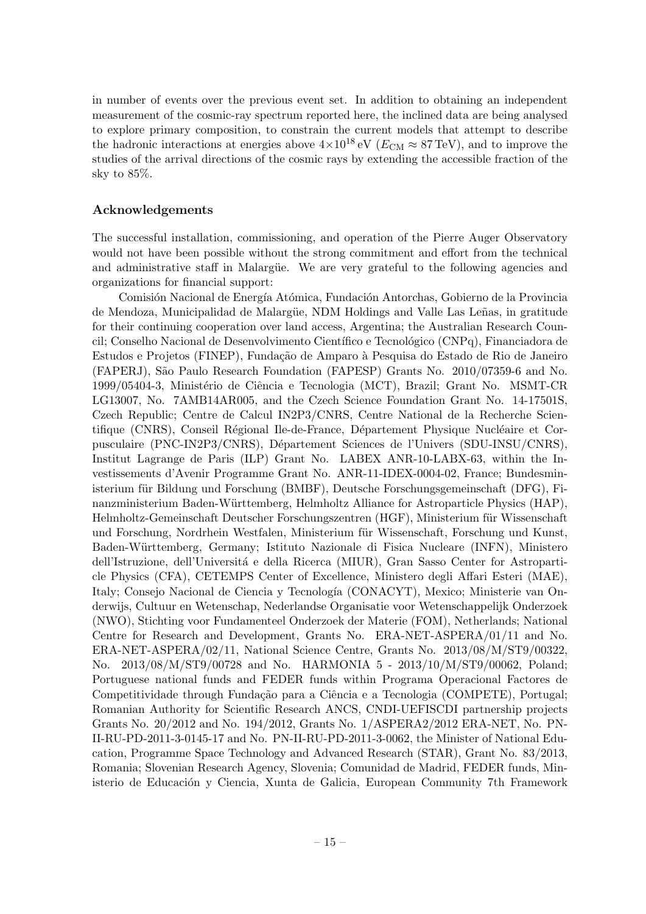in number of events over the previous event set. In addition to obtaining an independent measurement of the cosmic-ray spectrum reported here, the inclined data are being analysed to explore primary composition, to constrain the current models that attempt to describe the hadronic interactions at energies above $4{\times}10^{18}$ eV ($E_{\mathrm{CM}} \approx 87$ TeV), and to improve the studies of the arrival directions of the cosmic rays by extending the accessible fraction of the sky to 85%.

## Acknowledgements

The successful installation, commissioning, and operation of the Pierre Auger Observatory would not have been possible without the strong commitment and effort from the technical and administrative staff in Malargüe. We are very grateful to the following agencies and organizations for financial support:

Comisión Nacional de Energía Atómica, Fundación Antorchas, Gobierno de la Provincia de Mendoza, Municipalidad de Malargüe, NDM Holdings and Valle Las Leñas, in gratitude for their continuing cooperation over land access, Argentina; the Australian Research Council; Conselho Nacional de Desenvolvimento Científico e Tecnológico (CNPq), Financiadora de Estudos e Projetos (FINEP), Fundação de Amparo à Pesquisa do Estado de Rio de Janeiro (FAPERJ), São Paulo Research Foundation (FAPESP) Grants No. 2010/07359-6 and No. 1999/05404-3, Ministério de Ciência e Tecnologia (MCT), Brazil; Grant No. MSMT-CR LG13007, No. 7AMB14AR005, and the Czech Science Foundation Grant No. 14-17501S, Czech Republic; Centre de Calcul IN2P3/CNRS, Centre National de la Recherche Scientifique (CNRS), Conseil Régional Ile-de-France, Département Physique Nucléaire et Corpusculaire (PNC-IN2P3/CNRS), Département Sciences de l'Univers (SDU-INSU/CNRS), Institut Lagrange de Paris (ILP) Grant No. LABEX ANR-10-LABX-63, within the Investissements d'Avenir Programme Grant No. ANR-11-IDEX-0004-02, France; Bundesministerium für Bildung und Forschung (BMBF), Deutsche Forschungsgemeinschaft (DFG), Finanzministerium Baden-Württemberg, Helmholtz Alliance for Astroparticle Physics (HAP), Helmholtz-Gemeinschaft Deutscher Forschungszentren (HGF), Ministerium für Wissenschaft und Forschung, Nordrhein Westfalen, Ministerium für Wissenschaft, Forschung und Kunst, Baden-Württemberg, Germany; Istituto Nazionale di Fisica Nucleare (INFN), Ministero dell'Istruzione, dell'Universitá e della Ricerca (MIUR), Gran Sasso Center for Astroparticle Physics (CFA), CETEMPS Center of Excellence, Ministero degli Affari Esteri (MAE), Italy; Consejo Nacional de Ciencia y Tecnología (CONACYT), Mexico; Ministerie van Onderwijs, Cultuur en Wetenschap, Nederlandse Organisatie voor Wetenschappelijk Onderzoek (NWO), Stichting voor Fundamenteel Onderzoek der Materie (FOM), Netherlands; National Centre for Research and Development, Grants No. ERA-NET-ASPERA/01/11 and No. ERA-NET-ASPERA/02/11, National Science Centre, Grants No. 2013/08/M/ST9/00322, No. 2013/08/M/ST9/00728 and No. HARMONIA 5 - 2013/10/M/ST9/00062, Poland; Portuguese national funds and FEDER funds within Programa Operacional Factores de Competitividade through Fundação para a Ciência e a Tecnologia (COMPETE), Portugal; Romanian Authority for Scientific Research ANCS, CNDI-UEFISCDI partnership projects Grants No. 20/2012 and No. 194/2012, Grants No. 1/ASPERA2/2012 ERA-NET, No. PN-II-RU-PD-2011-3-0145-17 and No. PN-II-RU-PD-2011-3-0062, the Minister of National Education, Programme Space Technology and Advanced Research (STAR), Grant No. 83/2013, Romania; Slovenian Research Agency, Slovenia; Comunidad de Madrid, FEDER funds, Ministerio de Educación y Ciencia, Xunta de Galicia, European Community 7th Framework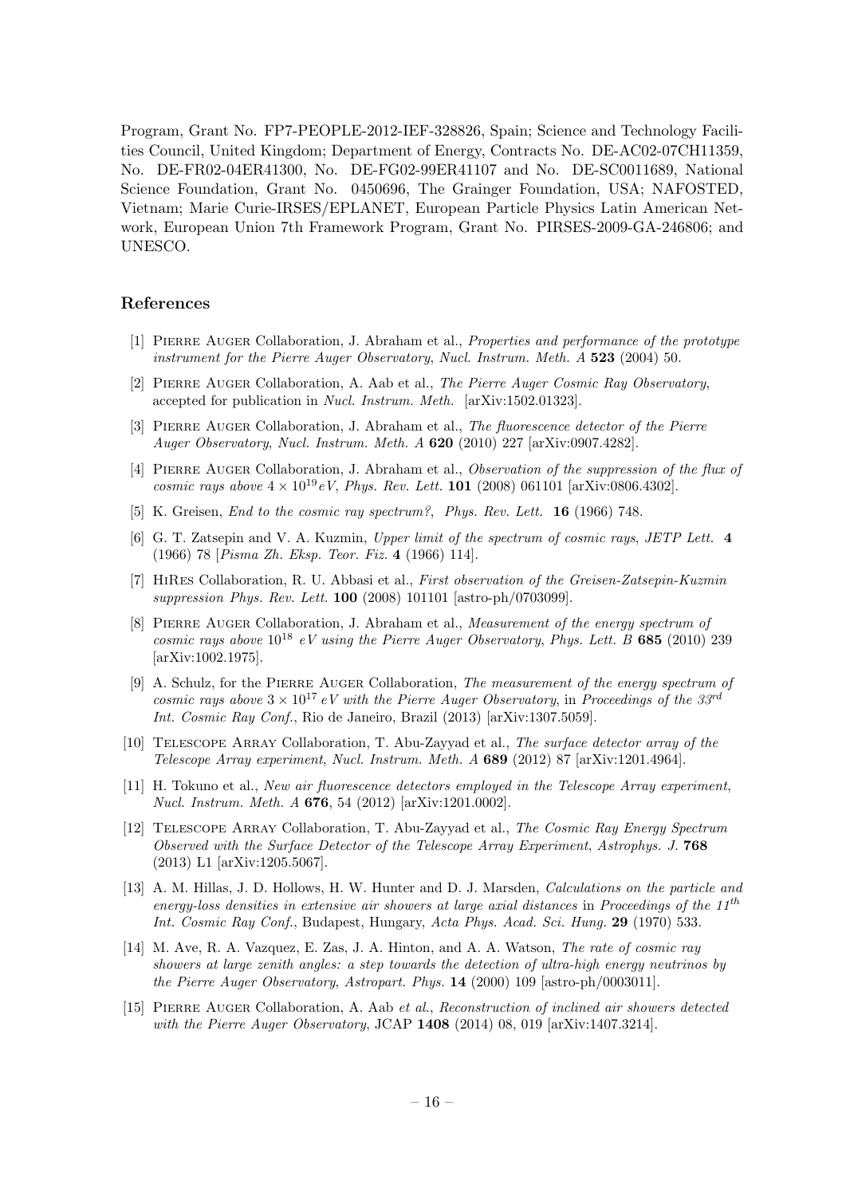Program, Grant No. FP7-PEOPLE-2012-IEF-328826, Spain; Science and Technology Facilities Council, United Kingdom; Department of Energy, Contracts No. DE-AC02-07CH11359, No. DE-FR02-04ER41300, No. DE-FG02-99ER41107 and No. DE-SC0011689, National Science Foundation, Grant No. 0450696, The Grainger Foundation, USA; NAFOSTED, Vietnam; Marie Curie-IRSES/EPLANET, European Particle Physics Latin American Network, European Union 7th Framework Program, Grant No. PIRSES-2009-GA-246806; and UNESCO.

## References

[1] Pierre Auger Collaboration, J. Abraham et al., *Properties and performance of the prototype instrument for the Pierre Auger Observatory*, *Nucl. Instrum. Meth. A* **523** (2004) 50.

[2] Pierre Auger Collaboration, A. Aab et al., *The Pierre Auger Cosmic Ray Observatory*, accepted for publication in *Nucl. Instrum. Meth.* [arXiv:1502.01323].

[3] Pierre Auger Collaboration, J. Abraham et al., *The fluorescence detector of the Pierre Auger Observatory*, *Nucl. Instrum. Meth. A* **620** (2010) 227 [arXiv:0907.4282].

[4] Pierre Auger Collaboration, J. Abraham et al., *Observation of the suppression of the flux of cosmic rays above $4 \times 10^{19}\,eV$*, *Phys. Rev. Lett.* **101** (2008) 061101 [arXiv:0806.4302].

[5] K. Greisen, *End to the cosmic ray spectrum?*, *Phys. Rev. Lett.* **16** (1966) 748.

[6] G. T. Zatsepin and V. A. Kuzmin, *Upper limit of the spectrum of cosmic rays*, *JETP Lett.* **4** (1966) 78 [*Pisma Zh. Eksp. Teor. Fiz.* **4** (1966) 114].

[7] HiRes Collaboration, R. U. Abbasi et al., *First observation of the Greisen-Zatsepin-Kuzmin suppression Phys. Rev. Lett.* **100** (2008) 101101 [astro-ph/0703099].

[8] Pierre Auger Collaboration, J. Abraham et al., *Measurement of the energy spectrum of cosmic rays above $10^{18}$ eV using the Pierre Auger Observatory*, *Phys. Lett. B* **685** (2010) 239 [arXiv:1002.1975].

[9] A. Schulz, for the Pierre Auger Collaboration, *The measurement of the energy spectrum of cosmic rays above $3 \times 10^{17}\,eV$ with the Pierre Auger Observatory*, in *Proceedings of the 33rd Int. Cosmic Ray Conf.*, Rio de Janeiro, Brazil (2013) [arXiv:1307.5059].

[10] Telescope Array Collaboration, T. Abu-Zayyad et al., *The surface detector array of the Telescope Array experiment*, *Nucl. Instrum. Meth. A* **689** (2012) 87 [arXiv:1201.4964].

[11] H. Tokuno et al., *New air fluorescence detectors employed in the Telescope Array experiment*, *Nucl. Instrum. Meth. A* **676**, 54 (2012) [arXiv:1201.0002].

[12] Telescope Array Collaboration, T. Abu-Zayyad et al., *The Cosmic Ray Energy Spectrum Observed with the Surface Detector of the Telescope Array Experiment*, *Astrophys. J.* **768** (2013) L1 [arXiv:1205.5067].

[13] A. M. Hillas, J. D. Hollows, H. W. Hunter and D. J. Marsden, *Calculations on the particle and energy-loss densities in extensive air showers at large axial distances* in *Proceedings of the 11th Int. Cosmic Ray Conf.*, Budapest, Hungary, *Acta Phys. Acad. Sci. Hung.* **29** (1970) 533.

[14] M. Ave, R. A. Vazquez, E. Zas, J. A. Hinton, and A. A. Watson, *The rate of cosmic ray showers at large zenith angles: a step towards the detection of ultra-high energy neutrinos by the Pierre Auger Observatory*, *Astropart. Phys.* **14** (2000) 109 [astro-ph/0003011].

[15] Pierre Auger Collaboration, A. Aab *et al.*, *Reconstruction of inclined air showers detected with the Pierre Auger Observatory*, JCAP **1408** (2014) 08, 019 [arXiv:1407.3214].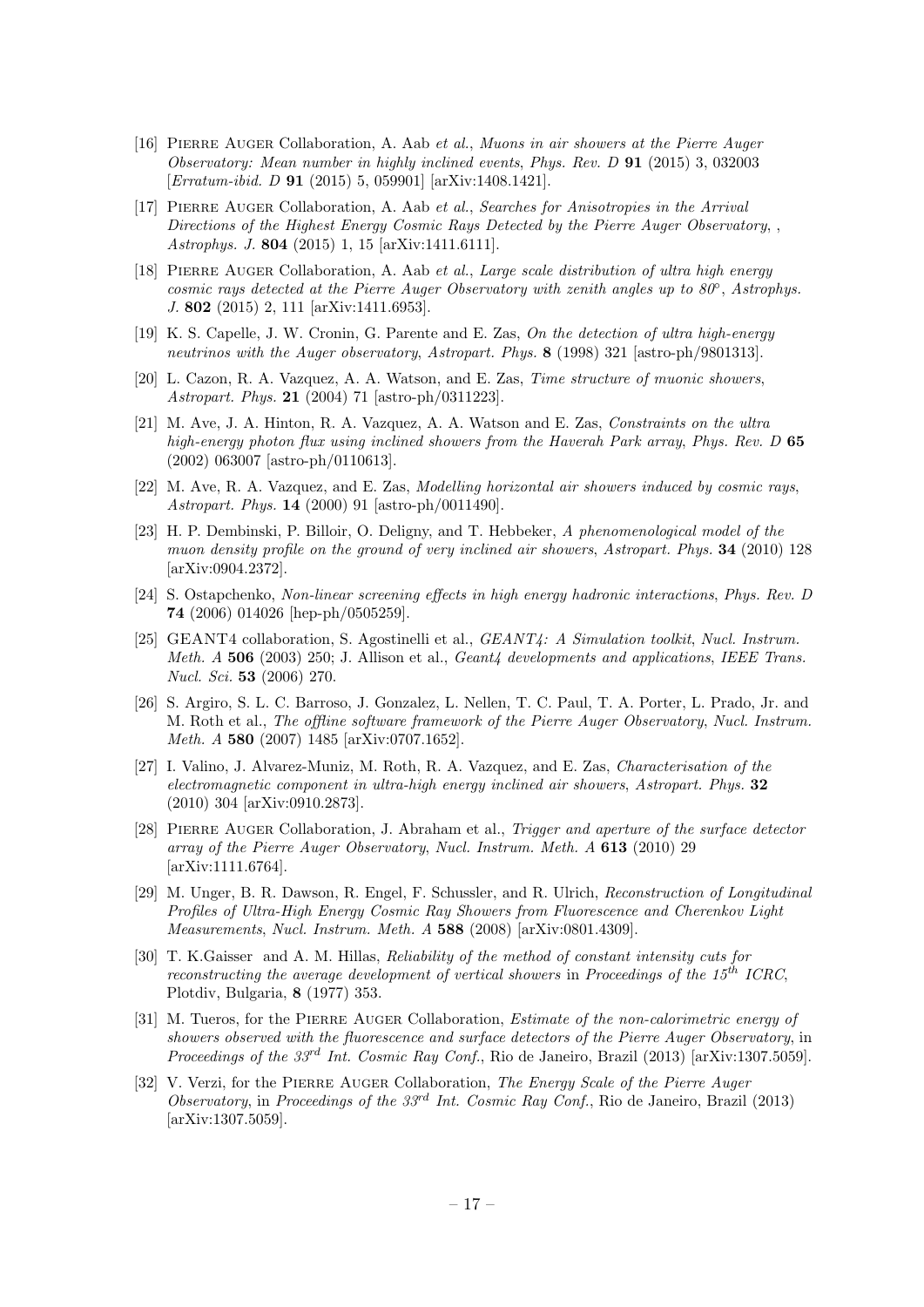[16] Pierre Auger Collaboration, A. Aab *et al.*, *Muons in air showers at the Pierre Auger Observatory: Mean number in highly inclined events*, *Phys. Rev. D* **91** (2015) 3, 032003 [*Erratum-ibid. D* **91** (2015) 5, 059901] [arXiv:1408.1421].

[17] Pierre Auger Collaboration, A. Aab *et al.*, *Searches for Anisotropies in the Arrival Directions of the Highest Energy Cosmic Rays Detected by the Pierre Auger Observatory*, , *Astrophys. J.* **804** (2015) 1, 15 [arXiv:1411.6111].

[18] Pierre Auger Collaboration, A. Aab *et al.*, *Large scale distribution of ultra high energy cosmic rays detected at the Pierre Auger Observatory with zenith angles up to 80°*, *Astrophys. J.* **802** (2015) 2, 111 [arXiv:1411.6953].

[19] K. S. Capelle, J. W. Cronin, G. Parente and E. Zas, *On the detection of ultra high-energy neutrinos with the Auger observatory*, *Astropart. Phys.* **8** (1998) 321 [astro-ph/9801313].

[20] L. Cazon, R. A. Vazquez, A. A. Watson, and E. Zas, *Time structure of muonic showers*, *Astropart. Phys.* **21** (2004) 71 [astro-ph/0311223].

[21] M. Ave, J. A. Hinton, R. A. Vazquez, A. A. Watson and E. Zas, *Constraints on the ultra high-energy photon flux using inclined showers from the Haverah Park array*, *Phys. Rev. D* **65** (2002) 063007 [astro-ph/0110613].

[22] M. Ave, R. A. Vazquez, and E. Zas, *Modelling horizontal air showers induced by cosmic rays*, *Astropart. Phys.* **14** (2000) 91 [astro-ph/0011490].

[23] H. P. Dembinski, P. Billoir, O. Deligny, and T. Hebbeker, *A phenomenological model of the muon density profile on the ground of very inclined air showers*, *Astropart. Phys.* **34** (2010) 128 [arXiv:0904.2372].

[24] S. Ostapchenko, *Non-linear screening effects in high energy hadronic interactions*, *Phys. Rev. D* **74** (2006) 014026 [hep-ph/0505259].

[25] GEANT4 collaboration, S. Agostinelli et al., *GEANT4: A Simulation toolkit*, *Nucl. Instrum. Meth. A* **506** (2003) 250; J. Allison et al., *Geant4 developments and applications*, *IEEE Trans. Nucl. Sci.* **53** (2006) 270.

[26] S. Argiro, S. L. C. Barroso, J. Gonzalez, L. Nellen, T. C. Paul, T. A. Porter, L. Prado, Jr. and M. Roth et al., *The offline software framework of the Pierre Auger Observatory*, *Nucl. Instrum. Meth. A* **580** (2007) 1485 [arXiv:0707.1652].

[27] I. Valino, J. Alvarez-Muniz, M. Roth, R. A. Vazquez, and E. Zas, *Characterisation of the electromagnetic component in ultra-high energy inclined air showers*, *Astropart. Phys.* **32** (2010) 304 [arXiv:0910.2873].

[28] Pierre Auger Collaboration, J. Abraham et al., *Trigger and aperture of the surface detector array of the Pierre Auger Observatory*, *Nucl. Instrum. Meth. A* **613** (2010) 29 [arXiv:1111.6764].

[29] M. Unger, B. R. Dawson, R. Engel, F. Schussler, and R. Ulrich, *Reconstruction of Longitudinal Profiles of Ultra-High Energy Cosmic Ray Showers from Fluorescence and Cherenkov Light Measurements*, *Nucl. Instrum. Meth. A* **588** (2008) [arXiv:0801.4309].

[30] T. K.Gaisser and A. M. Hillas, *Reliability of the method of constant intensity cuts for reconstructing the average development of vertical showers* in *Proceedings of the 15th ICRC*, Plotdiv, Bulgaria, **8** (1977) 353.

[31] M. Tueros, for the Pierre Auger Collaboration, *Estimate of the non-calorimetric energy of showers observed with the fluorescence and surface detectors of the Pierre Auger Observatory*, in *Proceedings of the 33rd Int. Cosmic Ray Conf.*, Rio de Janeiro, Brazil (2013) [arXiv:1307.5059].

[32] V. Verzi, for the Pierre Auger Collaboration, *The Energy Scale of the Pierre Auger Observatory*, in *Proceedings of the 33rd Int. Cosmic Ray Conf.*, Rio de Janeiro, Brazil (2013) [arXiv:1307.5059].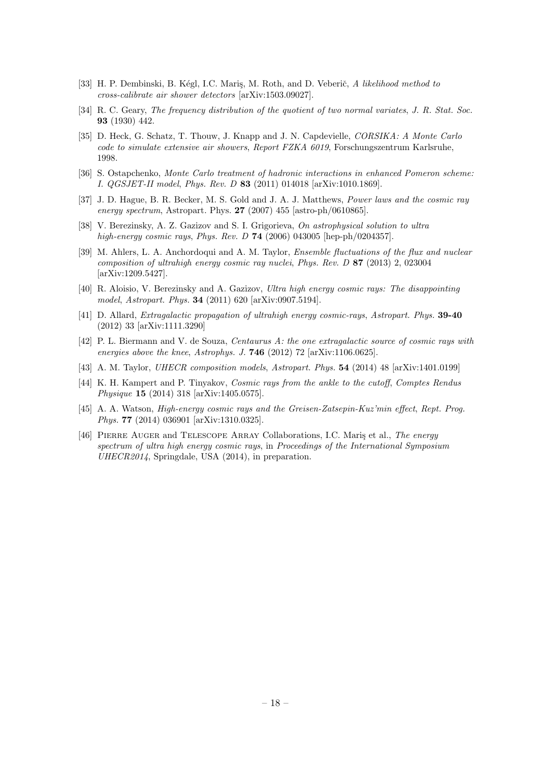[33] H. P. Dembinski, B. Kégl, I.C. Mariş, M. Roth, and D. Veberič, *A likelihood method to cross-calibrate air shower detectors* [arXiv:1503.09027].

[34] R. C. Geary, *The frequency distribution of the quotient of two normal variates*, *J. R. Stat. Soc.* **93** (1930) 442.

[35] D. Heck, G. Schatz, T. Thouw, J. Knapp and J. N. Capdevielle, *CORSIKA: A Monte Carlo code to simulate extensive air showers*, *Report FZKA 6019*, Forschungszentrum Karlsruhe, 1998.

[36] S. Ostapchenko, *Monte Carlo treatment of hadronic interactions in enhanced Pomeron scheme: I. QGSJET-II model*, *Phys. Rev. D* **83** (2011) 014018 [arXiv:1010.1869].

[37] J. D. Hague, B. R. Becker, M. S. Gold and J. A. J. Matthews, *Power laws and the cosmic ray energy spectrum*, Astropart. Phys. **27** (2007) 455 [astro-ph/0610865].

[38] V. Berezinsky, A. Z. Gazizov and S. I. Grigorieva, *On astrophysical solution to ultra high-energy cosmic rays*, *Phys. Rev. D* **74** (2006) 043005 [hep-ph/0204357].

[39] M. Ahlers, L. A. Anchordoqui and A. M. Taylor, *Ensemble fluctuations of the flux and nuclear composition of ultrahigh energy cosmic ray nuclei*, *Phys. Rev. D* **87** (2013) 2, 023004 [arXiv:1209.5427].

[40] R. Aloisio, V. Berezinsky and A. Gazizov, *Ultra high energy cosmic rays: The disappointing model*, *Astropart. Phys.* **34** (2011) 620 [arXiv:0907.5194].

[41] D. Allard, *Extragalactic propagation of ultrahigh energy cosmic-rays*, *Astropart. Phys.* **39-40** (2012) 33 [arXiv:1111.3290]

[42] P. L. Biermann and V. de Souza, *Centaurus A: the one extragalactic source of cosmic rays with energies above the knee*, *Astrophys. J.* **746** (2012) 72 [arXiv:1106.0625].

[43] A. M. Taylor, *UHECR composition models*, *Astropart. Phys.* **54** (2014) 48 [arXiv:1401.0199]

[44] K. H. Kampert and P. Tinyakov, *Cosmic rays from the ankle to the cutoff*, *Comptes Rendus Physique* **15** (2014) 318 [arXiv:1405.0575].

[45] A. A. Watson, *High-energy cosmic rays and the Greisen-Zatsepin-Kuz'min effect*, *Rept. Prog. Phys.* **77** (2014) 036901 [arXiv:1310.0325].

[46] Pierre Auger and Telescope Array Collaborations, I.C. Mariş et al., *The energy spectrum of ultra high energy cosmic rays*, in *Proceedings of the International Symposium UHECR2014*, Springdale, USA (2014), in preparation.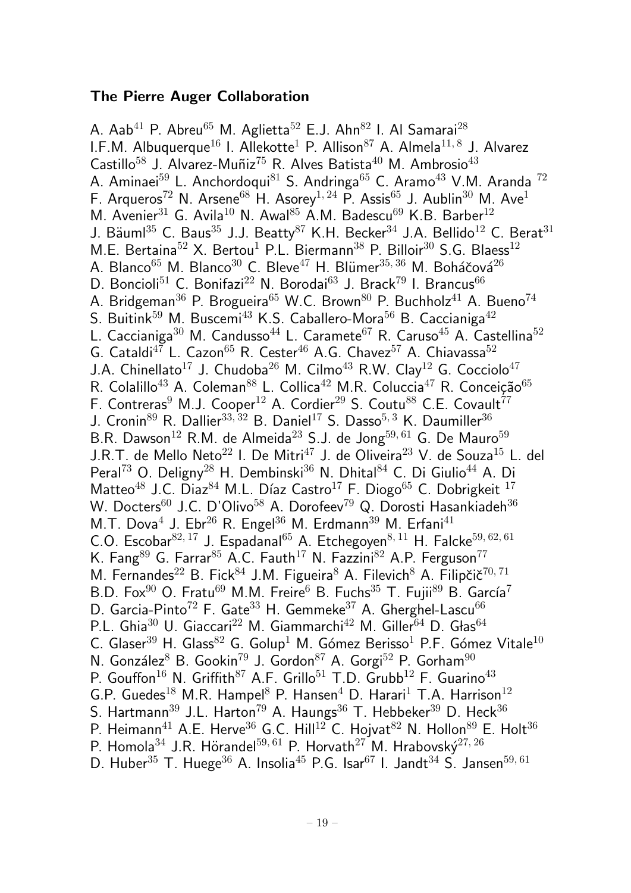### The Pierre Auger Collaboration

A. Aab[41] P. Abreu[65] M. Aglietta[52] E.J. Ahn[82] I. Al Samarai[28] I.F.M. Albuquerque[16] I. Allekotte[1] P. Allison[87] A. Almela[11,8] J. Alvarez Castillo[58] J. Alvarez-Muñiz[75] R. Alves Batista[40] M. Ambrosio[43] A. Aminaei[59] L. Anchordoqui[81] S. Andringa[65] C. Aramo[43] V.M. Aranda [72] F. Arqueros[72] N. Arsene[68] H. Asorey[1,24] P. Assis[65] J. Aublin[30] M. Ave[1] M. Avenier[31] G. Avila[10] N. Awal[85] A.M. Badescu[69] K.B. Barber[12] J. Bäuml[35] C. Baus[35] J.J. Beatty[87] K.H. Becker[34] J.A. Bellido[12] C. Berat[31] M.E. Bertaina[52] X. Bertou[1] P.L. Biermann[38] P. Billoir[30] S.G. Blaess[12] A. Blanco[65] M. Blanco[30] C. Bleve[47] H. Blümer[35,36] M. Boháčová[26] D. Boncioli[51] C. Bonifazi[22] N. Borodai[63] J. Brack[79] I. Brancus[66] A. Bridgeman[36] P. Brogueira[65] W.C. Brown[80] P. Buchholz[41] A. Bueno[74] S. Buitink[59] M. Buscemi[43] K.S. Caballero-Mora[56] B. Caccianiga[42] L. Caccianiga[30] M. Candusso[44] L. Caramete[67] R. Caruso[45] A. Castellina[52] G. Cataldi[47] L. Cazon[65] R. Cester[46] A.G. Chavez[57] A. Chiavassa[52] J.A. Chinellato[17] J. Chudoba[26] M. Cilmo[43] R.W. Clay[12] G. Cocciolo[47] R. Colalillo[43] A. Coleman[88] L. Collica[42] M.R. Coluccia[47] R. Conceição[65] F. Contreras[9] M.J. Cooper[12] A. Cordier[29] S. Coutu[88] C.E. Covault[77] J. Cronin[89] R. Dallier[33,32] B. Daniel[17] S. Dasso[5,3] K. Daumiller[36] B.R. Dawson[12] R.M. de Almeida[23] S.J. de Jong[59,61] G. De Mauro[59] J.R.T. de Mello Neto[22] I. De Mitri[47] J. de Oliveira[23] V. de Souza[15] L. del Peral[73] O. Deligny[28] H. Dembinski[36] N. Dhital[84] C. Di Giulio[44] A. Di Matteo[48] J.C. Diaz[84] M.L. Díaz Castro[17] F. Diogo[65] C. Dobrigkeit [17] W. Docters[60] J.C. D'Olivo[58] A. Dorofeev[79] Q. Dorosti Hasankiadeh[36] M.T. Dova[4] J. Ebr[26] R. Engel[36] M. Erdmann[39] M. Erfani[41] C.O. Escobar[82,17] J. Espadanal[65] A. Etchegoyen[8,11] H. Falcke[59,62,61] K. Fang[89] G. Farrar[85] A.C. Fauth[17] N. Fazzini[82] A.P. Ferguson[77] M. Fernandes[22] B. Fick[84] J.M. Figueira[8] A. Filevich[8] A. Filipčič[70,71] B.D. Fox[90] O. Fratu[69] M.M. Freire[6] B. Fuchs[35] T. Fujii[89] B. García[7] D. Garcia-Pinto[72] F. Gate[33] H. Gemmeke[37] A. Gherghel-Lascu[66] P.L. Ghia[30] U. Giaccari[22] M. Giammarchi[42] M. Giller[64] D. Głas[64] C. Glaser[39] H. Glass[82] G. Golup[1] M. Gómez Berisso[1] P.F. Gómez Vitale[10] N. González[8] B. Gookin[79] J. Gordon[87] A. Gorgi[52] P. Gorham[90] P. Gouffon[16] N. Griffith[87] A.F. Grillo[51] T.D. Grubb[12] F. Guarino[43] G.P. Guedes[18] M.R. Hampel[8] P. Hansen[4] D. Harari[1] T.A. Harrison[12] S. Hartmann[39] J.L. Harton[79] A. Haungs[36] T. Hebbeker[39] D. Heck[36] P. Heimann[41] A.E. Herve[36] G.C. Hill[12] C. Hojvat[82] N. Hollon[89] E. Holt[36] P. Homola[34] J.R. Hörandel[59,61] P. Horvath[27] M. Hrabovský[27,26] D. Huber[35] T. Huege[36] A. Insolia[45] P.G. Isar[67] I. Jandt[34] S. Jansen[59,61]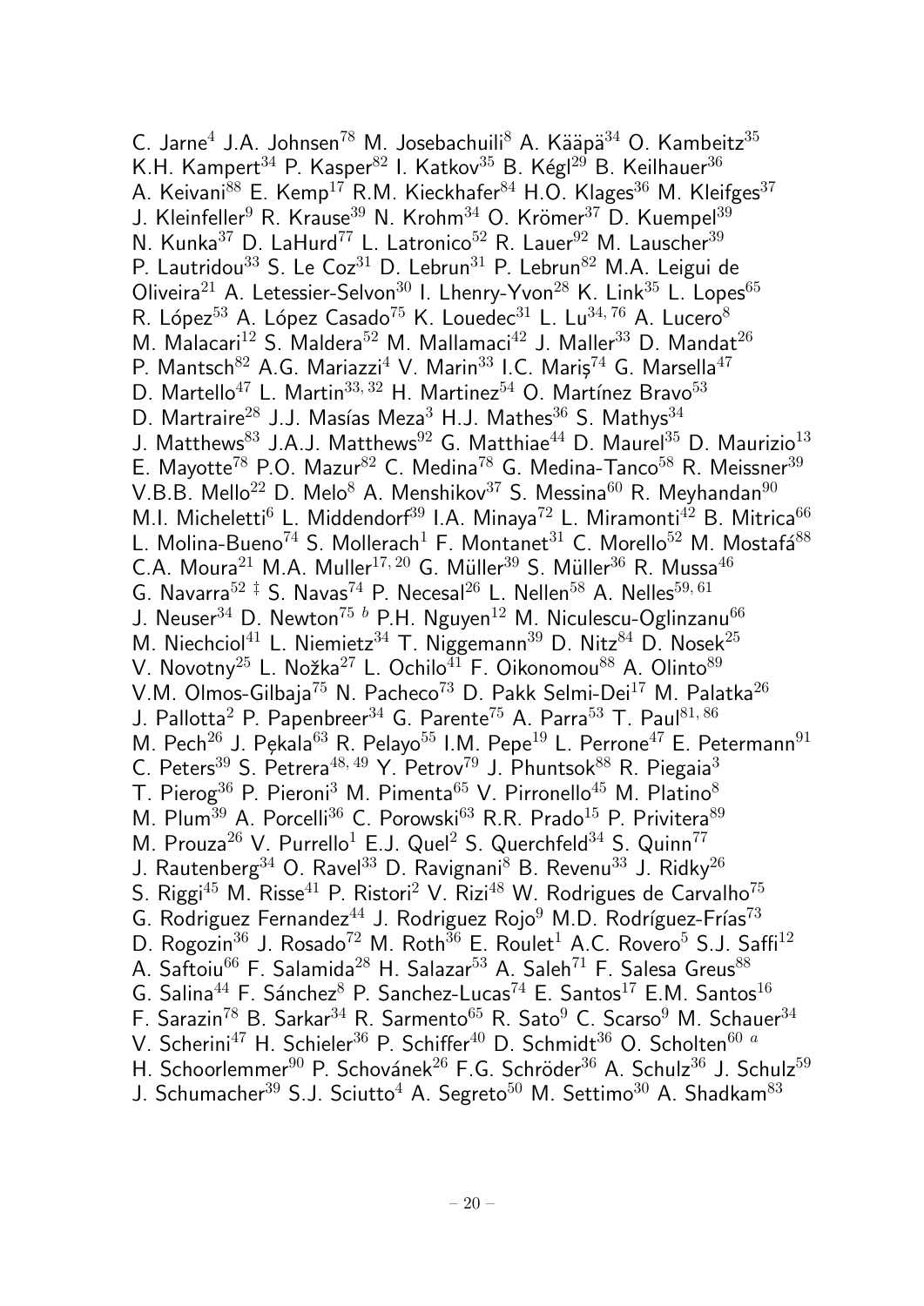C. Jarne[4] J.A. Johnsen[78] M. Josebachuili[8] A. Kääpä[34] O. Kambeitz[35] K.H. Kampert[34] P. Kasper[82] I. Katkov[35] B. Kégl[29] B. Keilhauer[36] A. Keivani[88] E. Kemp[17] R.M. Kieckhafer[84] H.O. Klages[36] M. Kleifges[37] J. Kleinfeller[9] R. Krause[39] N. Krohm[34] O. Krömer[37] D. Kuempel[39] N. Kunka[37] D. LaHurd[77] L. Latronico[52] R. Lauer[92] M. Lauscher[39] P. Lautridou[33] S. Le Coz[31] D. Lebrun[31] P. Lebrun[82] M.A. Leigui de Oliveira[21] A. Letessier-Selvon[30] I. Lhenry-Yvon[28] K. Link[35] L. Lopes[65] R. López[53] A. López Casado[75] K. Louedec[31] L. Lu[34, 76] A. Lucero[8] M. Malacari[12] S. Maldera[52] M. Mallamaci[42] J. Maller[33] D. Mandat[26] P. Mantsch[82] A.G. Mariazzi[4] V. Marin[33] I.C. Mariş[74] G. Marsella[47] D. Martello[47] L. Martin[33, 32] H. Martinez[54] O. Martínez Bravo[53] D. Martraire[28] J.J. Masías Meza[3] H.J. Mathes[36] S. Mathys[34] J. Matthews[83] J.A.J. Matthews[92] G. Matthiae[44] D. Maurel[35] D. Maurizio[13] E. Mayotte[78] P.O. Mazur[82] C. Medina[78] G. Medina-Tanco[58] R. Meissner[39] V.B.B. Mello[22] D. Melo[8] A. Menshikov[37] S. Messina[60] R. Meyhandan[90] M.I. Micheletti[6] L. Middendorf[39] I.A. Minaya[72] L. Miramonti[42] B. Mitrica[66] L. Molina-Bueno[74] S. Mollerach[1] F. Montanet[31] C. Morello[52] M. Mostafá[88] C.A. Moura[21] M.A. Muller[17, 20] G. Müller[39] S. Müller[36] R. Mussa[46] G. Navarra[52 ‡] S. Navas[74] P. Necesal[26] L. Nellen[58] A. Nelles[59, 61] J. Neuser[34] D. Newton[75 b] P.H. Nguyen[12] M. Niculescu-Oglinzanu[66] M. Niechciol[41] L. Niemietz[34] T. Niggemann[39] D. Nitz[84] D. Nosek[25] V. Novotny[25] L. Nožka[27] L. Ochilo[41] F. Oikonomou[88] A. Olinto[89] V.M. Olmos-Gilbaja[75] N. Pacheco[73] D. Pakk Selmi-Dei[17] M. Palatka[26] J. Pallotta[2] P. Papenbreer[34] G. Parente[75] A. Parra[53] T. Paul[81, 86] M. Pech[26] J. Pȩkala[63] R. Pelayo[55] I.M. Pepe[19] L. Perrone[47] E. Petermann[91] C. Peters[39] S. Petrera[48, 49] Y. Petrov[79] J. Phuntsok[88] R. Piegaia[3] T. Pierog[36] P. Pieroni[3] M. Pimenta[65] V. Pirronello[45] M. Platino[8] M. Plum[39] A. Porcelli[36] C. Porowski[63] R.R. Prado[15] P. Privitera[89] M. Prouza[26] V. Purrello[1] E.J. Quel[2] S. Querchfeld[34] S. Quinn[77] J. Rautenberg[34] O. Ravel[33] D. Ravignani[8] B. Revenu[33] J. Ridky[26] S. Riggi[45] M. Risse[41] P. Ristori[2] V. Rizi[48] W. Rodrigues de Carvalho[75] G. Rodriguez Fernandez[44] J. Rodriguez Rojo[9] M.D. Rodríguez-Frías[73] D. Rogozin[36] J. Rosado[72] M. Roth[36] E. Roulet[1] A.C. Rovero[5] S.J. Saffi[12] A. Saftoiu[66] F. Salamida[28] H. Salazar[53] A. Saleh[71] F. Salesa Greus[88] G. Salina[44] F. Sánchez[8] P. Sanchez-Lucas[74] E. Santos[17] E.M. Santos[16] F. Sarazin[78] B. Sarkar[34] R. Sarmento[65] R. Sato[9] C. Scarso[9] M. Schauer[34] V. Scherini[47] H. Schieler[36] P. Schiffer[40] D. Schmidt[36] O. Scholten[60 a] H. Schoorlemmer[90] P. Schovánek[26] F.G. Schröder[36] A. Schulz[36] J. Schulz[59] J. Schumacher[39] S.J. Sciutto[4] A. Segreto[50] M. Settimo[30] A. Shadkam[83]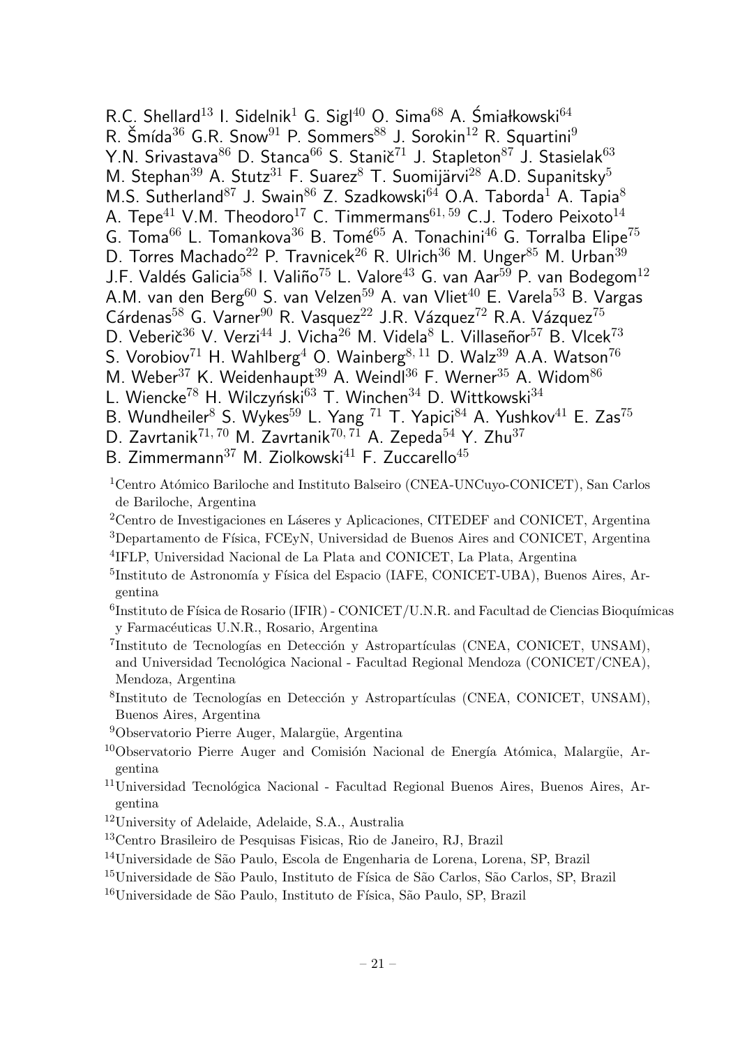R.C. Shellard[13] I. Sidelnik[1] G. Sigl[40] O. Sima[68] A. Śmiałkowski[64] R. Šmída[36] G.R. Snow[91] P. Sommers[88] J. Sorokin[12] R. Squartini[9] Y.N. Srivastava[86] D. Stanca[66] S. Stanič[71] J. Stapleton[87] J. Stasielak[63] M. Stephan[39] A. Stutz[31] F. Suarez[8] T. Suomijärvi[28] A.D. Supanitsky[5] M.S. Sutherland[87] J. Swain[86] Z. Szadkowski[64] O.A. Taborda[1] A. Tapia[8] A. Tepe[41] V.M. Theodoro[17] C. Timmermans[61,59] C.J. Todero Peixoto[14] G. Toma[66] L. Tomankova[36] B. Tomé[65] A. Tonachini[46] G. Torralba Elipe[75] D. Torres Machado[22] P. Travnicek[26] R. Ulrich[36] M. Unger[85] M. Urban[39] J.F. Valdés Galicia[58] I. Valiño[75] L. Valore[43] G. van Aar[59] P. van Bodegom[12] A.M. van den Berg[60] S. van Velzen[59] A. van Vliet[40] E. Varela[53] B. Vargas Cárdenas[58] G. Varner[90] R. Vasquez[22] J.R. Vázquez[72] R.A. Vázquez[75] D. Veberič[36] V. Verzi[44] J. Vicha[26] M. Videla[8] L. Villaseñor[57] B. Vlcek[73] S. Vorobiov[71] H. Wahlberg[4] O. Wainberg[8,11] D. Walz[39] A.A. Watson[76] M. Weber[37] K. Weidenhaupt[39] A. Weindl[36] F. Werner[35] A. Widom[86] L. Wiencke[78] H. Wilczyński[63] T. Winchen[34] D. Wittkowski[34] B. Wundheiler[8] S. Wykes[59] L. Yang [71] T. Yapici[84] A. Yushkov[41] E. Zas[75] D. Zavrtanik[71,70] M. Zavrtanik[70,71] A. Zepeda[54] Y. Zhu[37] B. Zimmermann[37] M. Ziolkowski[41] F. Zuccarello[45]

[1]Centro Atómico Bariloche and Instituto Balseiro (CNEA-UNCuyo-CONICET), San Carlos de Bariloche, Argentina

[2]Centro de Investigaciones en Láseres y Aplicaciones, CITEDEF and CONICET, Argentina

[3]Departamento de Física, FCEyN, Universidad de Buenos Aires and CONICET, Argentina

[4]IFLP, Universidad Nacional de La Plata and CONICET, La Plata, Argentina

[5]Instituto de Astronomía y Física del Espacio (IAFE, CONICET-UBA), Buenos Aires, Argentina

[6]Instituto de Física de Rosario (IFIR) - CONICET/U.N.R. and Facultad de Ciencias Bioquímicas y Farmacéuticas U.N.R., Rosario, Argentina

[7]Instituto de Tecnologías en Detección y Astropartículas (CNEA, CONICET, UNSAM), and Universidad Tecnológica Nacional - Facultad Regional Mendoza (CONICET/CNEA), Mendoza, Argentina

[8]Instituto de Tecnologías en Detección y Astropartículas (CNEA, CONICET, UNSAM), Buenos Aires, Argentina

[9]Observatorio Pierre Auger, Malargüe, Argentina

[10]Observatorio Pierre Auger and Comisión Nacional de Energía Atómica, Malargüe, Argentina

[11]Universidad Tecnológica Nacional - Facultad Regional Buenos Aires, Buenos Aires, Argentina

[12]University of Adelaide, Adelaide, S.A., Australia

[13]Centro Brasileiro de Pesquisas Fisicas, Rio de Janeiro, RJ, Brazil

[14]Universidade de São Paulo, Escola de Engenharia de Lorena, Lorena, SP, Brazil

[15]Universidade de São Paulo, Instituto de Física de São Carlos, São Carlos, SP, Brazil

[16]Universidade de São Paulo, Instituto de Física, São Paulo, SP, Brazil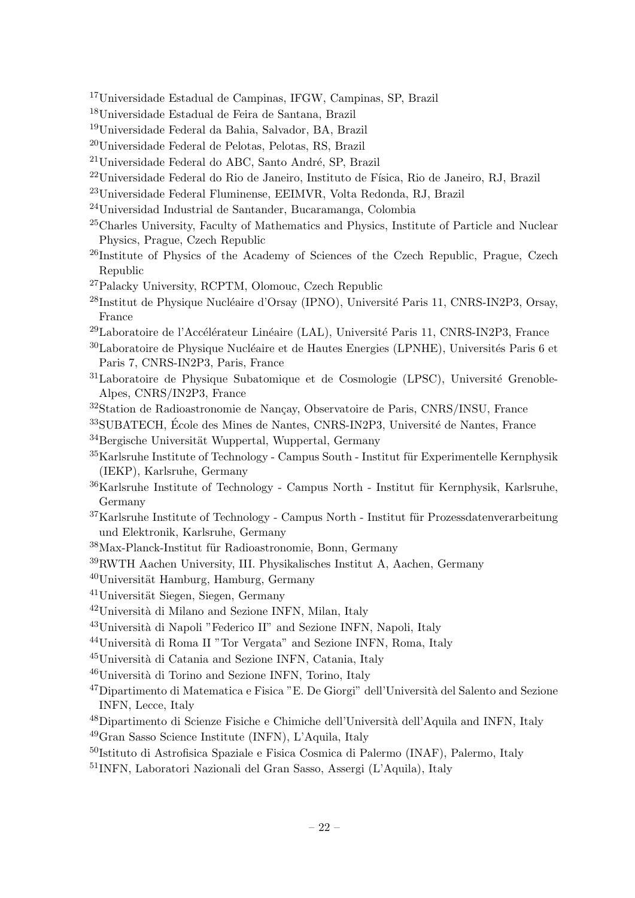[17]Universidade Estadual de Campinas, IFGW, Campinas, SP, Brazil

[18]Universidade Estadual de Feira de Santana, Brazil

[19]Universidade Federal da Bahia, Salvador, BA, Brazil

[20]Universidade Federal de Pelotas, Pelotas, RS, Brazil

[21]Universidade Federal do ABC, Santo André, SP, Brazil

[22]Universidade Federal do Rio de Janeiro, Instituto de Física, Rio de Janeiro, RJ, Brazil

[23]Universidade Federal Fluminense, EEIMVR, Volta Redonda, RJ, Brazil

[24]Universidad Industrial de Santander, Bucaramanga, Colombia

[25]Charles University, Faculty of Mathematics and Physics, Institute of Particle and Nuclear Physics, Prague, Czech Republic

[26]Institute of Physics of the Academy of Sciences of the Czech Republic, Prague, Czech Republic

[27]Palacky University, RCPTM, Olomouc, Czech Republic

[28]Institut de Physique Nucléaire d'Orsay (IPNO), Université Paris 11, CNRS-IN2P3, Orsay, France

[29]Laboratoire de l'Accélérateur Linéaire (LAL), Université Paris 11, CNRS-IN2P3, France

[30]Laboratoire de Physique Nucléaire et de Hautes Energies (LPNHE), Universités Paris 6 et Paris 7, CNRS-IN2P3, Paris, France

[31]Laboratoire de Physique Subatomique et de Cosmologie (LPSC), Université Grenoble-Alpes, CNRS/IN2P3, France

[32]Station de Radioastronomie de Nançay, Observatoire de Paris, CNRS/INSU, France

[33]SUBATECH, École des Mines de Nantes, CNRS-IN2P3, Université de Nantes, France

[34]Bergische Universität Wuppertal, Wuppertal, Germany

[35]Karlsruhe Institute of Technology - Campus South - Institut für Experimentelle Kernphysik (IEKP), Karlsruhe, Germany

[36]Karlsruhe Institute of Technology - Campus North - Institut für Kernphysik, Karlsruhe, Germany

[37]Karlsruhe Institute of Technology - Campus North - Institut für Prozessdatenverarbeitung und Elektronik, Karlsruhe, Germany

[38]Max-Planck-Institut für Radioastronomie, Bonn, Germany

[39]RWTH Aachen University, III. Physikalisches Institut A, Aachen, Germany

[40]Universität Hamburg, Hamburg, Germany

[41]Universität Siegen, Siegen, Germany

[42]Università di Milano and Sezione INFN, Milan, Italy

[43]Università di Napoli "Federico II" and Sezione INFN, Napoli, Italy

[44]Università di Roma II "Tor Vergata" and Sezione INFN, Roma, Italy

[45]Università di Catania and Sezione INFN, Catania, Italy

[46]Università di Torino and Sezione INFN, Torino, Italy

[47]Dipartimento di Matematica e Fisica "E. De Giorgi" dell'Università del Salento and Sezione INFN, Lecce, Italy

[48]Dipartimento di Scienze Fisiche e Chimiche dell'Università dell'Aquila and INFN, Italy

[49]Gran Sasso Science Institute (INFN), L'Aquila, Italy

[50]Istituto di Astrofisica Spaziale e Fisica Cosmica di Palermo (INAF), Palermo, Italy

[51]INFN, Laboratori Nazionali del Gran Sasso, Assergi (L'Aquila), Italy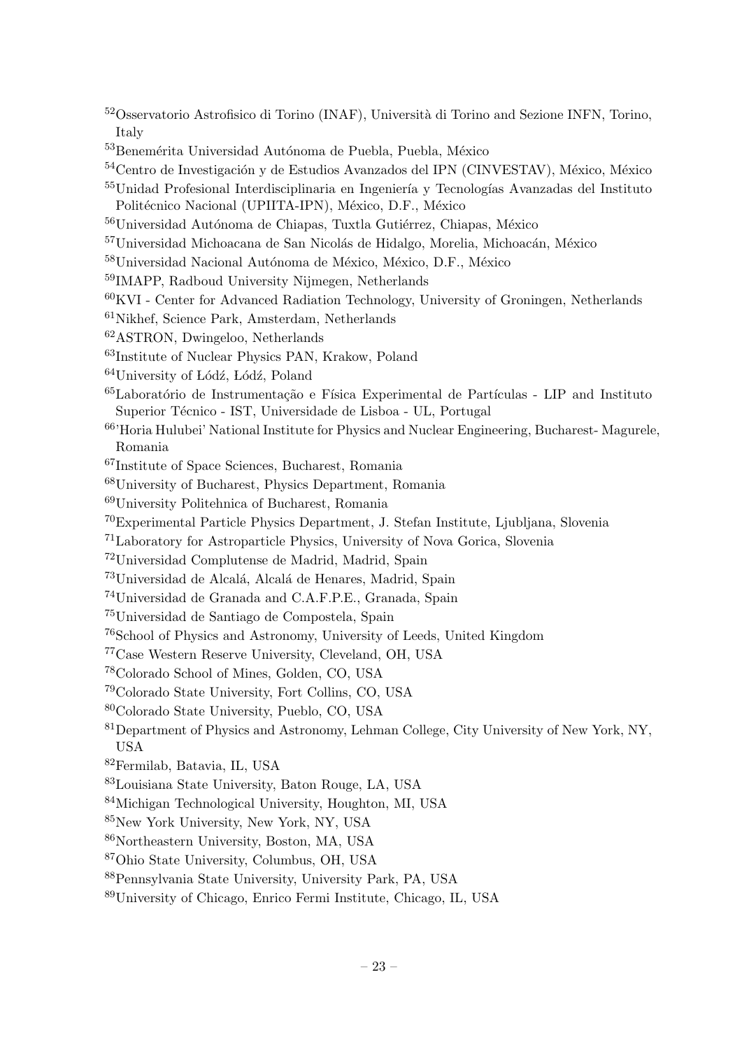[52]Osservatorio Astrofisico di Torino (INAF), Università di Torino and Sezione INFN, Torino, Italy

[53]Benemérita Universidad Autónoma de Puebla, Puebla, México

[54]Centro de Investigación y de Estudios Avanzados del IPN (CINVESTAV), México, México

[55]Unidad Profesional Interdisciplinaria en Ingeniería y Tecnologías Avanzadas del Instituto Politécnico Nacional (UPIITA-IPN), México, D.F., México

[56]Universidad Autónoma de Chiapas, Tuxtla Gutiérrez, Chiapas, México

[57]Universidad Michoacana de San Nicolás de Hidalgo, Morelia, Michoacán, México

[58]Universidad Nacional Autónoma de México, México, D.F., México

[59]IMAPP, Radboud University Nijmegen, Netherlands

[60]KVI - Center for Advanced Radiation Technology, University of Groningen, Netherlands

[61]Nikhef, Science Park, Amsterdam, Netherlands

[62]ASTRON, Dwingeloo, Netherlands

[63]Institute of Nuclear Physics PAN, Krakow, Poland

[64]University of Łódź, Łódź, Poland

[65]Laboratório de Instrumentação e Física Experimental de Partículas - LIP and Instituto Superior Técnico - IST, Universidade de Lisboa - UL, Portugal

[66]'Horia Hulubei' National Institute for Physics and Nuclear Engineering, Bucharest- Magurele, Romania

[67]Institute of Space Sciences, Bucharest, Romania

[68]University of Bucharest, Physics Department, Romania

[69]University Politehnica of Bucharest, Romania

[70]Experimental Particle Physics Department, J. Stefan Institute, Ljubljana, Slovenia

[71]Laboratory for Astroparticle Physics, University of Nova Gorica, Slovenia

[72]Universidad Complutense de Madrid, Madrid, Spain

[73]Universidad de Alcalá, Alcalá de Henares, Madrid, Spain

[74]Universidad de Granada and C.A.F.P.E., Granada, Spain

[75]Universidad de Santiago de Compostela, Spain

[76]School of Physics and Astronomy, University of Leeds, United Kingdom

[77]Case Western Reserve University, Cleveland, OH, USA

[78]Colorado School of Mines, Golden, CO, USA

[79]Colorado State University, Fort Collins, CO, USA

[80]Colorado State University, Pueblo, CO, USA

[81]Department of Physics and Astronomy, Lehman College, City University of New York, NY, USA

[82]Fermilab, Batavia, IL, USA

[83]Louisiana State University, Baton Rouge, LA, USA

[84]Michigan Technological University, Houghton, MI, USA

[85]New York University, New York, NY, USA

[86]Northeastern University, Boston, MA, USA

[87]Ohio State University, Columbus, OH, USA

[88]Pennsylvania State University, University Park, PA, USA

[89]University of Chicago, Enrico Fermi Institute, Chicago, IL, USA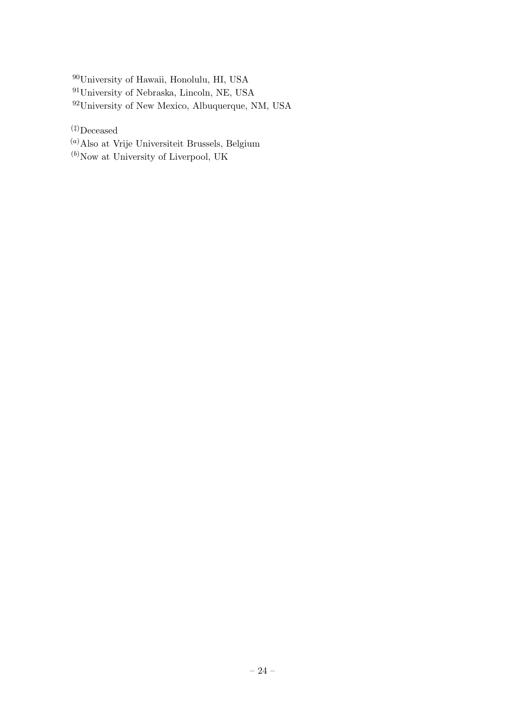[90]University of Hawaii, Honolulu, HI, USA
[91]University of Nebraska, Lincoln, NE, USA
[92]University of New Mexico, Albuquerque, NM, USA

[‡]Deceased
[a]Also at Vrije Universiteit Brussels, Belgium
[b]Now at University of Liverpool, UK